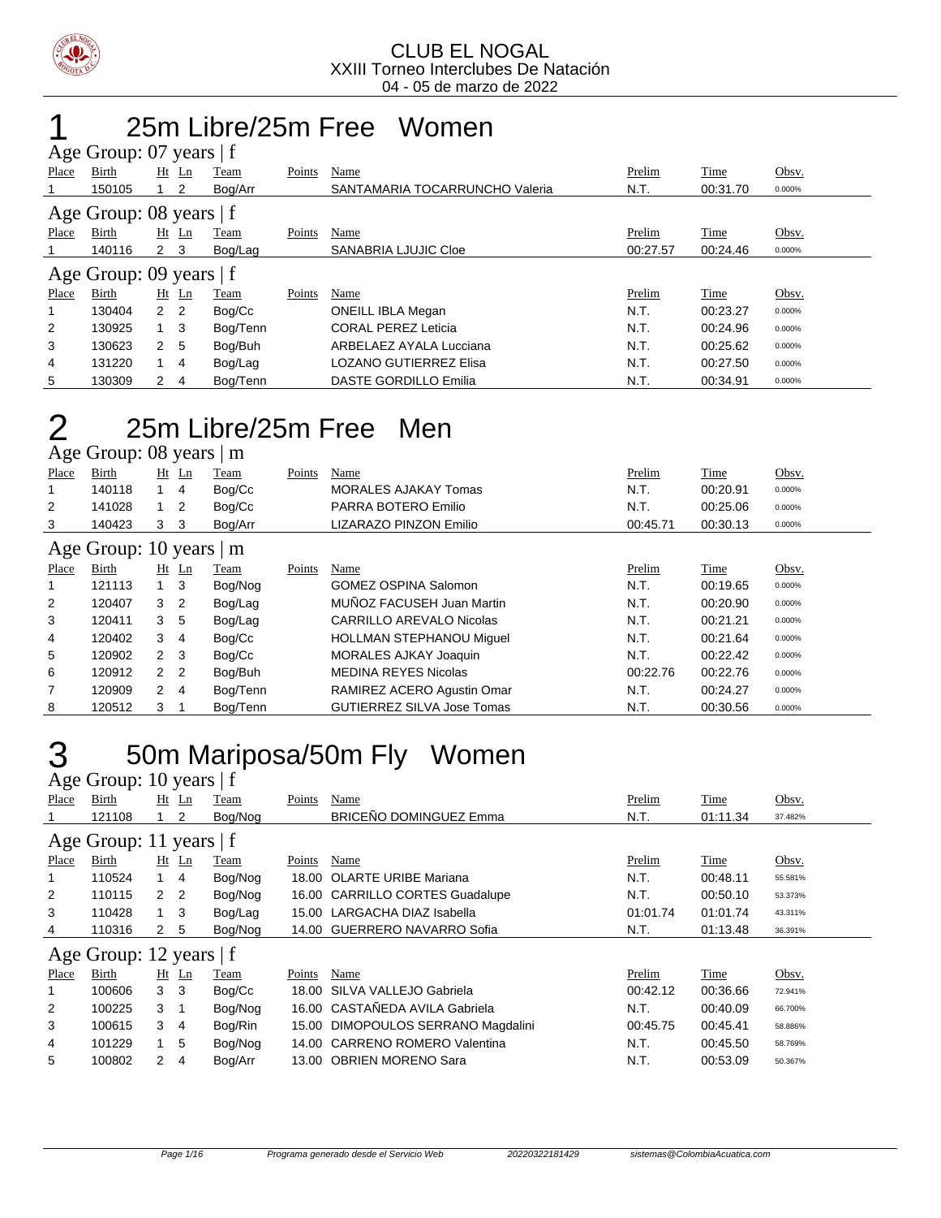CLUB EL NOGAL
XXIII Torneo Interclubes De Natación
04 - 05 de marzo de 2022

# 1 25m Libre/25m Free Women

### Age Group: 07 years | f

| Place | Birth | Ht | Ln | Team | Points | Name | Prelim | Time | Obsv. |
|---|---|---|---|---|---|---|---|---|---|
| 1 | 150105 | 1 | 2 | Bog/Arr | | SANTAMARIA TOCARRUNCHO Valeria | N.T. | 00:31.70 | 0.000% |

### Age Group: 08 years | f

| Place | Birth | Ht | Ln | Team | Points | Name | Prelim | Time | Obsv. |
|---|---|---|---|---|---|---|---|---|---|
| 1 | 140116 | 2 | 3 | Bog/Lag | | SANABRIA LJUJIC Cloe | 00:27.57 | 00:24.46 | 0.000% |

### Age Group: 09 years | f

| Place | Birth | Ht | Ln | Team | Points | Name | Prelim | Time | Obsv. |
|---|---|---|---|---|---|---|---|---|---|
| 1 | 130404 | 2 | 2 | Bog/Cc | | ONEILL IBLA Megan | N.T. | 00:23.27 | 0.000% |
| 2 | 130925 | 1 | 3 | Bog/Tenn | | CORAL PEREZ Leticia | N.T. | 00:24.96 | 0.000% |
| 3 | 130623 | 2 | 5 | Bog/Buh | | ARBELAEZ AYALA Lucciana | N.T. | 00:25.62 | 0.000% |
| 4 | 131220 | 1 | 4 | Bog/Lag | | LOZANO GUTIERREZ Elisa | N.T. | 00:27.50 | 0.000% |
| 5 | 130309 | 2 | 4 | Bog/Tenn | | DASTE GORDILLO Emilia | N.T. | 00:34.91 | 0.000% |

# 2 25m Libre/25m Free Men

### Age Group: 08 years | m

| Place | Birth | Ht | Ln | Team | Points | Name | Prelim | Time | Obsv. |
|---|---|---|---|---|---|---|---|---|---|
| 1 | 140118 | 1 | 4 | Bog/Cc | | MORALES AJAKAY Tomas | N.T. | 00:20.91 | 0.000% |
| 2 | 141028 | 1 | 2 | Bog/Cc | | PARRA BOTERO Emilio | N.T. | 00:25.06 | 0.000% |
| 3 | 140423 | 3 | 3 | Bog/Arr | | LIZARAZO PINZON Emilio | 00:45.71 | 00:30.13 | 0.000% |

### Age Group: 10 years | m

| Place | Birth | Ht | Ln | Team | Points | Name | Prelim | Time | Obsv. |
|---|---|---|---|---|---|---|---|---|---|
| 1 | 121113 | 1 | 3 | Bog/Nog | | GOMEZ OSPINA Salomon | N.T. | 00:19.65 | 0.000% |
| 2 | 120407 | 3 | 2 | Bog/Lag | | MUÑOZ FACUSEH Juan Martin | N.T. | 00:20.90 | 0.000% |
| 3 | 120411 | 3 | 5 | Bog/Lag | | CARRILLO AREVALO Nicolas | N.T. | 00:21.21 | 0.000% |
| 4 | 120402 | 3 | 4 | Bog/Cc | | HOLLMAN STEPHANOU Miguel | N.T. | 00:21.64 | 0.000% |
| 5 | 120902 | 2 | 3 | Bog/Cc | | MORALES AJKAY Joaquin | N.T. | 00:22.42 | 0.000% |
| 6 | 120912 | 2 | 2 | Bog/Buh | | MEDINA REYES Nicolas | 00:22.76 | 00:22.76 | 0.000% |
| 7 | 120909 | 2 | 4 | Bog/Tenn | | RAMIREZ ACERO Agustin Omar | N.T. | 00:24.27 | 0.000% |
| 8 | 120512 | 3 | 1 | Bog/Tenn | | GUTIERREZ SILVA Jose Tomas | N.T. | 00:30.56 | 0.000% |

# 3 50m Mariposa/50m Fly Women

### Age Group: 10 years | f

| Place | Birth | Ht | Ln | Team | Points | Name | Prelim | Time | Obsv. |
|---|---|---|---|---|---|---|---|---|---|
| 1 | 121108 | 1 | 2 | Bog/Nog | | BRICEÑO DOMINGUEZ Emma | N.T. | 01:11.34 | 37.482% |

### Age Group: 11 years | f

| Place | Birth | Ht | Ln | Team | Points | Name | Prelim | Time | Obsv. |
|---|---|---|---|---|---|---|---|---|---|
| 1 | 110524 | 1 | 4 | Bog/Nog | 18.00 | OLARTE URIBE Mariana | N.T. | 00:48.11 | 55.581% |
| 2 | 110115 | 2 | 2 | Bog/Nog | 16.00 | CARRILLO CORTES Guadalupe | N.T. | 00:50.10 | 53.373% |
| 3 | 110428 | 1 | 3 | Bog/Lag | 15.00 | LARGACHA DIAZ Isabella | 01:01.74 | 01:01.74 | 43.311% |
| 4 | 110316 | 2 | 5 | Bog/Nog | 14.00 | GUERRERO NAVARRO Sofia | N.T. | 01:13.48 | 36.391% |

### Age Group: 12 years | f

| Place | Birth | Ht | Ln | Team | Points | Name | Prelim | Time | Obsv. |
|---|---|---|---|---|---|---|---|---|---|
| 1 | 100606 | 3 | 3 | Bog/Cc | 18.00 | SILVA VALLEJO Gabriela | 00:42.12 | 00:36.66 | 72.941% |
| 2 | 100225 | 3 | 1 | Bog/Nog | 16.00 | CASTAÑEDA AVILA Gabriela | N.T. | 00:40.09 | 66.700% |
| 3 | 100615 | 3 | 4 | Bog/Rin | 15.00 | DIMOPOULOS SERRANO Magdalini | 00:45.75 | 00:45.41 | 58.886% |
| 4 | 101229 | 1 | 5 | Bog/Nog | 14.00 | CARRENO ROMERO Valentina | N.T. | 00:45.50 | 58.769% |
| 5 | 100802 | 2 | 4 | Bog/Arr | 13.00 | OBRIEN MORENO Sara | N.T. | 00:53.09 | 50.367% |

Programa generado desde el Servicio Web 20220322181429 sistemas@ColombiaAcuatica.com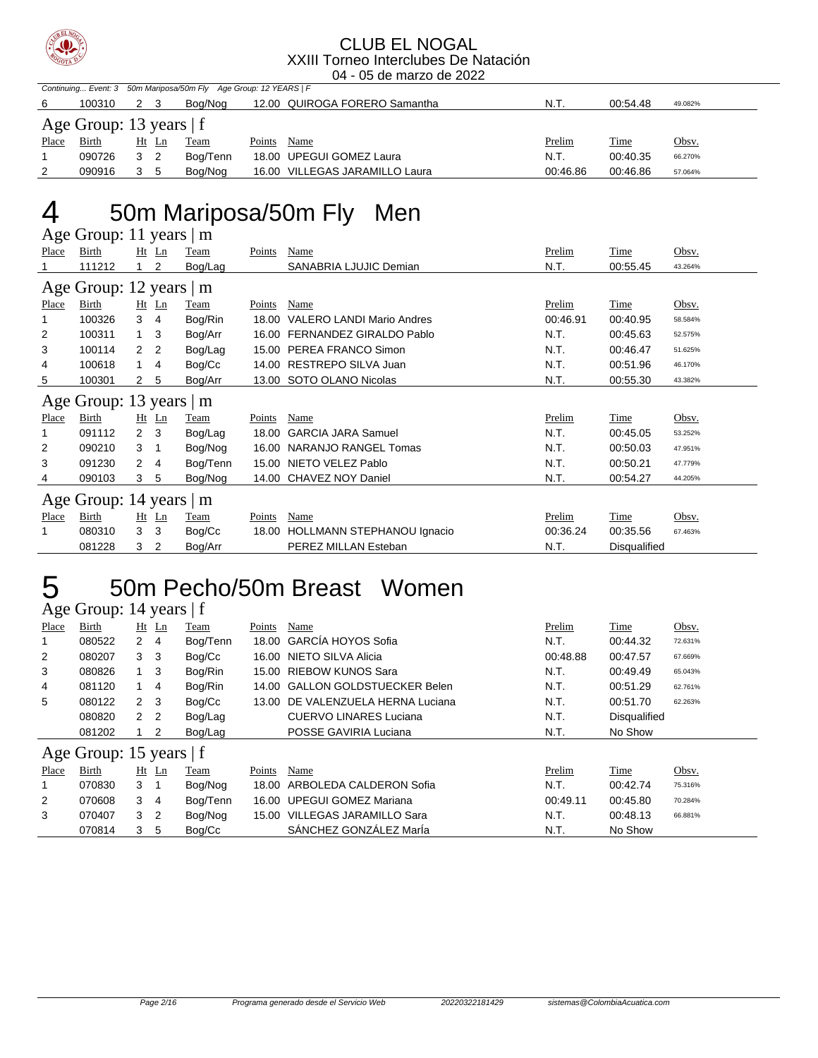*Continuing... Event: 3 50m Mariposa/50m Fly Age Group: 12 YEARS | F*

| Place | Birth | Ht | Ln | Team | Points | Name | Prelim | Time | Obsv. |
|---|---|---|---|---|---|---|---|---|---|
| 6 | 100310 | 2 | 3 | Bog/Nog | 12.00 | QUIROGA FORERO Samantha | N.T. | 00:54.48 | 49.082% |

### Age Group: 13 years | f

| Place | Birth | Ht | Ln | Team | Points | Name | Prelim | Time | Obsv. |
|---|---|---|---|---|---|---|---|---|---|
| 1 | 090726 | 3 | 2 | Bog/Tenn | 18.00 | UPEGUI GOMEZ Laura | N.T. | 00:40.35 | 66.270% |
| 2 | 090916 | 3 | 5 | Bog/Nog | 16.00 | VILLEGAS JARAMILLO Laura | 00:46.86 | 00:46.86 | 57.064% |

# 4 50m Mariposa/50m Fly Men

### Age Group: 11 years | m

| Place | Birth | Ht | Ln | Team | Points | Name | Prelim | Time | Obsv. |
|---|---|---|---|---|---|---|---|---|---|
| 1 | 111212 | 1 | 2 | Bog/Lag | | SANABRIA LJUJIC Demian | N.T. | 00:55.45 | 43.264% |

### Age Group: 12 years | m

| Place | Birth | Ht | Ln | Team | Points | Name | Prelim | Time | Obsv. |
|---|---|---|---|---|---|---|---|---|---|
| 1 | 100326 | 3 | 4 | Bog/Rin | 18.00 | VALERO LANDI Mario Andres | 00:46.91 | 00:40.95 | 58.584% |
| 2 | 100311 | 1 | 3 | Bog/Arr | 16.00 | FERNANDEZ GIRALDO Pablo | N.T. | 00:45.63 | 52.575% |
| 3 | 100114 | 2 | 2 | Bog/Lag | 15.00 | PEREA FRANCO Simon | N.T. | 00:46.47 | 51.625% |
| 4 | 100618 | 1 | 4 | Bog/Cc | 14.00 | RESTREPO SILVA Juan | N.T. | 00:51.96 | 46.170% |
| 5 | 100301 | 2 | 5 | Bog/Arr | 13.00 | SOTO OLANO Nicolas | N.T. | 00:55.30 | 43.382% |

### Age Group: 13 years | m

| Place | Birth | Ht | Ln | Team | Points | Name | Prelim | Time | Obsv. |
|---|---|---|---|---|---|---|---|---|---|
| 1 | 091112 | 2 | 3 | Bog/Lag | 18.00 | GARCIA JARA Samuel | N.T. | 00:45.05 | 53.252% |
| 2 | 090210 | 3 | 1 | Bog/Nog | 16.00 | NARANJO RANGEL Tomas | N.T. | 00:50.03 | 47.951% |
| 3 | 091230 | 2 | 4 | Bog/Tenn | 15.00 | NIETO VELEZ Pablo | N.T. | 00:50.21 | 47.779% |
| 4 | 090103 | 3 | 5 | Bog/Nog | 14.00 | CHAVEZ NOY Daniel | N.T. | 00:54.27 | 44.205% |

### Age Group: 14 years | m

| Place | Birth | Ht | Ln | Team | Points | Name | Prelim | Time | Obsv. |
|---|---|---|---|---|---|---|---|---|---|
| 1 | 080310 | 3 | 3 | Bog/Cc | 18.00 | HOLLMANN STEPHANOU Ignacio | 00:36.24 | 00:35.56 | 67.463% |
| | 081228 | 3 | 2 | Bog/Arr | | PEREZ MILLAN Esteban | N.T. | Disqualified | |

# 5 50m Pecho/50m Breast Women

### Age Group: 14 years | f

| Place | Birth | Ht | Ln | Team | Points | Name | Prelim | Time | Obsv. |
|---|---|---|---|---|---|---|---|---|---|
| 1 | 080522 | 2 | 4 | Bog/Tenn | 18.00 | GARCÍA HOYOS Sofia | N.T. | 00:44.32 | 72.631% |
| 2 | 080207 | 3 | 3 | Bog/Cc | 16.00 | NIETO SILVA Alicia | 00:48.88 | 00:47.57 | 67.669% |
| 3 | 080826 | 1 | 3 | Bog/Rin | 15.00 | RIEBOW KUNOS Sara | N.T. | 00:49.49 | 65.043% |
| 4 | 081120 | 1 | 4 | Bog/Rin | 14.00 | GALLON GOLDSTUECKER Belen | N.T. | 00:51.29 | 62.761% |
| 5 | 080122 | 2 | 3 | Bog/Cc | 13.00 | DE VALENZUELA HERNA Luciana | N.T. | 00:51.70 | 62.263% |
| | 080820 | 2 | 2 | Bog/Lag | | CUERVO LINARES Luciana | N.T. | Disqualified | |
| | 081202 | 1 | 2 | Bog/Lag | | POSSE GAVIRIA Luciana | N.T. | No Show | |

### Age Group: 15 years | f

| Place | Birth | Ht | Ln | Team | Points | Name | Prelim | Time | Obsv. |
|---|---|---|---|---|---|---|---|---|---|
| 1 | 070830 | 3 | 1 | Bog/Nog | 18.00 | ARBOLEDA CALDERON Sofia | N.T. | 00:42.74 | 75.316% |
| 2 | 070608 | 3 | 4 | Bog/Tenn | 16.00 | UPEGUI GOMEZ Mariana | 00:49.11 | 00:45.80 | 70.284% |
| 3 | 070407 | 3 | 2 | Bog/Nog | 15.00 | VILLEGAS JARAMILLO Sara | N.T. | 00:48.13 | 66.881% |
| | 070814 | 3 | 5 | Bog/Cc | | SÁNCHEZ GONZÁLEZ MarÍa | N.T. | No Show | |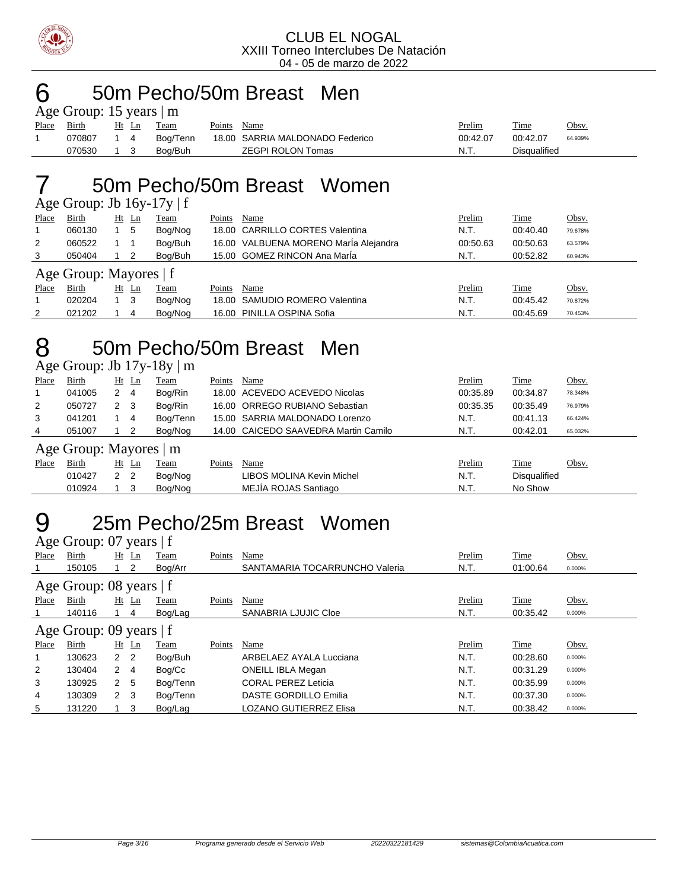# 6 50m Pecho/50m Breast Men

### Age Group: 15 years | m

| Place | Birth | Ht | Ln | Team | Points | Name | Prelim | Time | Obsv. |
|---|---|---|---|---|---|---|---|---|---|
| 1 | 070807 | 1 | 4 | Bog/Tenn | 18.00 | SARRIA MALDONADO Federico | 00:42.07 | 00:42.07 | 64.939% |
| | 070530 | 1 | 3 | Bog/Buh | | ZEGPI ROLON Tomas | N.T. | Disqualified | |

# 7 50m Pecho/50m Breast Women

### Age Group: Jb 16y-17y | f

| Place | Birth | Ht | Ln | Team | Points | Name | Prelim | Time | Obsv. |
|---|---|---|---|---|---|---|---|---|---|
| 1 | 060130 | 1 | 5 | Bog/Nog | 18.00 | CARRILLO CORTES Valentina | N.T. | 00:40.40 | 79.678% |
| 2 | 060522 | 1 | 1 | Bog/Buh | 16.00 | VALBUENA MORENO MarÍa Alejandra | 00:50.63 | 00:50.63 | 63.579% |
| 3 | 050404 | 1 | 2 | Bog/Buh | 15.00 | GOMEZ RINCON Ana MarÍa | N.T. | 00:52.82 | 60.943% |

### Age Group: Mayores | f

| Place | Birth | Ht | Ln | Team | Points | Name | Prelim | Time | Obsv. |
|---|---|---|---|---|---|---|---|---|---|
| 1 | 020204 | 1 | 3 | Bog/Nog | 18.00 | SAMUDIO ROMERO Valentina | N.T. | 00:45.42 | 70.872% |
| 2 | 021202 | 1 | 4 | Bog/Nog | 16.00 | PINILLA OSPINA Sofia | N.T. | 00:45.69 | 70.453% |

# 8 50m Pecho/50m Breast Men

### Age Group: Jb 17y-18y | m

| Place | Birth | Ht | Ln | Team | Points | Name | Prelim | Time | Obsv. |
|---|---|---|---|---|---|---|---|---|---|
| 1 | 041005 | 2 | 4 | Bog/Rin | 18.00 | ACEVEDO ACEVEDO Nicolas | 00:35.89 | 00:34.87 | 78.348% |
| 2 | 050727 | 2 | 3 | Bog/Rin | 16.00 | ORREGO RUBIANO Sebastian | 00:35.35 | 00:35.49 | 76.979% |
| 3 | 041201 | 1 | 4 | Bog/Tenn | 15.00 | SARRIA MALDONADO Lorenzo | N.T. | 00:41.13 | 66.424% |
| 4 | 051007 | 1 | 2 | Bog/Nog | 14.00 | CAICEDO SAAVEDRA Martin Camilo | N.T. | 00:42.01 | 65.032% |

### Age Group: Mayores | m

| Place | Birth | Ht | Ln | Team | Points | Name | Prelim | Time | Obsv. |
|---|---|---|---|---|---|---|---|---|---|
| | 010427 | 2 | 2 | Bog/Nog | | LIBOS MOLINA Kevin Michel | N.T. | Disqualified | |
| | 010924 | 1 | 3 | Bog/Nog | | MEJÍA ROJAS Santiago | N.T. | No Show | |

# 9 25m Pecho/25m Breast Women

### Age Group: 07 years | f

| Place | Birth | Ht | Ln | Team | Points | Name | Prelim | Time | Obsv. |
|---|---|---|---|---|---|---|---|---|---|
| 1 | 150105 | 1 | 2 | Bog/Arr | | SANTAMARIA TOCARRUNCHO Valeria | N.T. | 01:00.64 | 0.000% |

### Age Group: 08 years | f

| Place | Birth | Ht | Ln | Team | Points | Name | Prelim | Time | Obsv. |
|---|---|---|---|---|---|---|---|---|---|
| 1 | 140116 | 1 | 4 | Bog/Lag | | SANABRIA LJUJIC Cloe | N.T. | 00:35.42 | 0.000% |

### Age Group: 09 years | f

| Place | Birth | Ht | Ln | Team | Points | Name | Prelim | Time | Obsv. |
|---|---|---|---|---|---|---|---|---|---|
| 1 | 130623 | 2 | 2 | Bog/Buh | | ARBELAEZ AYALA Lucciana | N.T. | 00:28.60 | 0.000% |
| 2 | 130404 | 2 | 4 | Bog/Cc | | ONEILL IBLA Megan | N.T. | 00:31.29 | 0.000% |
| 3 | 130925 | 2 | 5 | Bog/Tenn | | CORAL PEREZ Leticia | N.T. | 00:35.99 | 0.000% |
| 4 | 130309 | 2 | 3 | Bog/Tenn | | DASTE GORDILLO Emilia | N.T. | 00:37.30 | 0.000% |
| 5 | 131220 | 1 | 3 | Bog/Lag | | LOZANO GUTIERREZ Elisa | N.T. | 00:38.42 | 0.000% |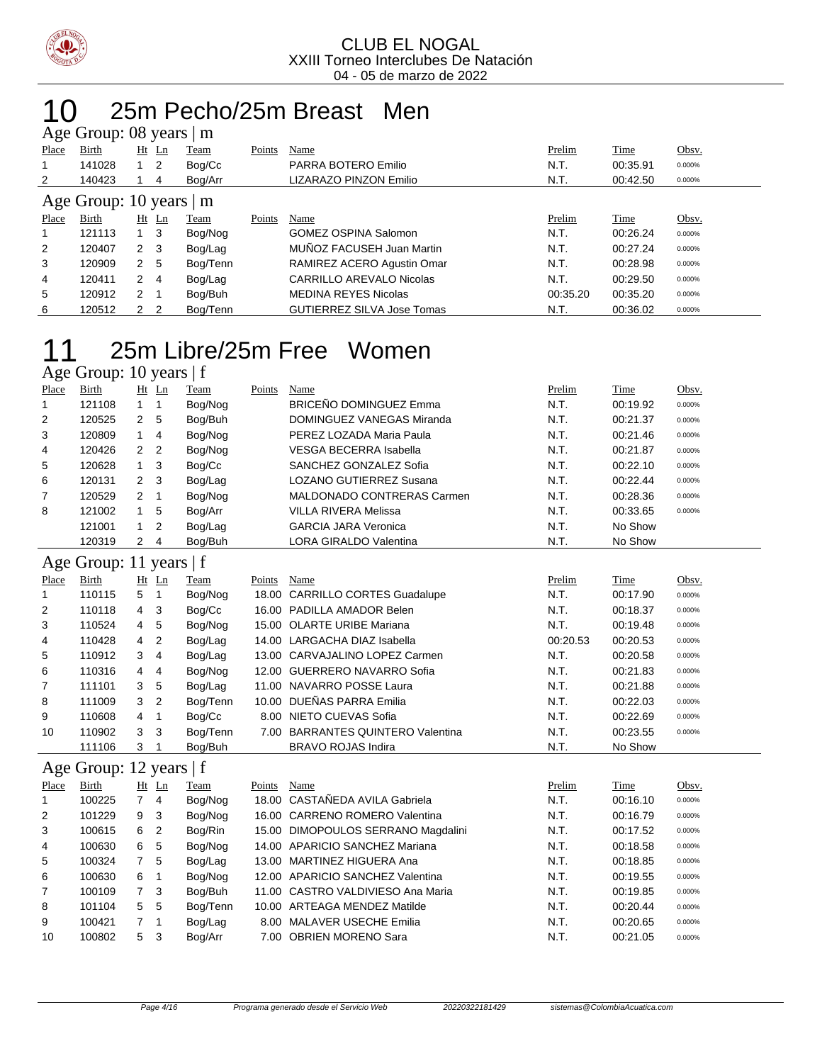CLUB EL NOGAL
XXIII Torneo Interclubes De Natación
04 - 05 de marzo de 2022

# 10 25m Pecho/25m Breast Men

## Age Group: 08 years | m

| Place | Birth | Ht | Ln | Team | Points | Name | Prelim | Time | Obsv. |
|---|---|---|---|---|---|---|---|---|---|
| 1 | 141028 | 1 | 2 | Bog/Cc | | PARRA BOTERO Emilio | N.T. | 00:35.91 | 0.000% |
| 2 | 140423 | 1 | 4 | Bog/Arr | | LIZARAZO PINZON Emilio | N.T. | 00:42.50 | 0.000% |

## Age Group: 10 years | m

| Place | Birth | Ht | Ln | Team | Points | Name | Prelim | Time | Obsv. |
|---|---|---|---|---|---|---|---|---|---|
| 1 | 121113 | 1 | 3 | Bog/Nog | | GOMEZ OSPINA Salomon | N.T. | 00:26.24 | 0.000% |
| 2 | 120407 | 2 | 3 | Bog/Lag | | MUÑOZ FACUSEH Juan Martin | N.T. | 00:27.24 | 0.000% |
| 3 | 120909 | 2 | 5 | Bog/Tenn | | RAMIREZ ACERO Agustin Omar | N.T. | 00:28.98 | 0.000% |
| 4 | 120411 | 2 | 4 | Bog/Lag | | CARRILLO AREVALO Nicolas | N.T. | 00:29.50 | 0.000% |
| 5 | 120912 | 2 | 1 | Bog/Buh | | MEDINA REYES Nicolas | 00:35.20 | 00:35.20 | 0.000% |
| 6 | 120512 | 2 | 2 | Bog/Tenn | | GUTIERREZ SILVA Jose Tomas | N.T. | 00:36.02 | 0.000% |

# 11 25m Libre/25m Free Women

## Age Group: 10 years | f

| Place | Birth | Ht | Ln | Team | Points | Name | Prelim | Time | Obsv. |
|---|---|---|---|---|---|---|---|---|---|
| 1 | 121108 | 1 | 1 | Bog/Nog | | BRICEÑO DOMINGUEZ Emma | N.T. | 00:19.92 | 0.000% |
| 2 | 120525 | 2 | 5 | Bog/Buh | | DOMINGUEZ VANEGAS Miranda | N.T. | 00:21.37 | 0.000% |
| 3 | 120809 | 1 | 4 | Bog/Nog | | PEREZ LOZADA Maria Paula | N.T. | 00:21.46 | 0.000% |
| 4 | 120426 | 2 | 2 | Bog/Nog | | VESGA BECERRA Isabella | N.T. | 00:21.87 | 0.000% |
| 5 | 120628 | 1 | 3 | Bog/Cc | | SANCHEZ GONZALEZ Sofia | N.T. | 00:22.10 | 0.000% |
| 6 | 120131 | 2 | 3 | Bog/Lag | | LOZANO GUTIERREZ Susana | N.T. | 00:22.44 | 0.000% |
| 7 | 120529 | 2 | 1 | Bog/Nog | | MALDONADO CONTRERAS Carmen | N.T. | 00:28.36 | 0.000% |
| 8 | 121002 | 1 | 5 | Bog/Arr | | VILLA RIVERA Melissa | N.T. | 00:33.65 | 0.000% |
| | 121001 | 1 | 2 | Bog/Lag | | GARCIA JARA Veronica | N.T. | No Show | |
| | 120319 | 2 | 4 | Bog/Buh | | LORA GIRALDO Valentina | N.T. | No Show | |

## Age Group: 11 years | f

| Place | Birth | Ht | Ln | Team | Points | Name | Prelim | Time | Obsv. |
|---|---|---|---|---|---|---|---|---|---|
| 1 | 110115 | 5 | 1 | Bog/Nog | 18.00 | CARRILLO CORTES Guadalupe | N.T. | 00:17.90 | 0.000% |
| 2 | 110118 | 4 | 3 | Bog/Cc | 16.00 | PADILLA AMADOR Belen | N.T. | 00:18.37 | 0.000% |
| 3 | 110524 | 4 | 5 | Bog/Nog | 15.00 | OLARTE URIBE Mariana | N.T. | 00:19.48 | 0.000% |
| 4 | 110428 | 4 | 2 | Bog/Lag | 14.00 | LARGACHA DIAZ Isabella | 00:20.53 | 00:20.53 | 0.000% |
| 5 | 110912 | 3 | 4 | Bog/Lag | 13.00 | CARVAJALINO LOPEZ Carmen | N.T. | 00:20.58 | 0.000% |
| 6 | 110316 | 4 | 4 | Bog/Nog | 12.00 | GUERRERO NAVARRO Sofia | N.T. | 00:21.83 | 0.000% |
| 7 | 111101 | 3 | 5 | Bog/Lag | 11.00 | NAVARRO POSSE Laura | N.T. | 00:21.88 | 0.000% |
| 8 | 111009 | 3 | 2 | Bog/Tenn | 10.00 | DUEÑAS PARRA Emilia | N.T. | 00:22.03 | 0.000% |
| 9 | 110608 | 4 | 1 | Bog/Cc | 8.00 | NIETO CUEVAS Sofia | N.T. | 00:22.69 | 0.000% |
| 10 | 110902 | 3 | 3 | Bog/Tenn | 7.00 | BARRANTES QUINTERO Valentina | N.T. | 00:23.55 | 0.000% |
| | 111106 | 3 | 1 | Bog/Buh | | BRAVO ROJAS Indira | N.T. | No Show | |

## Age Group: 12 years | f

| Place | Birth | Ht | Ln | Team | Points | Name | Prelim | Time | Obsv. |
|---|---|---|---|---|---|---|---|---|---|
| 1 | 100225 | 7 | 4 | Bog/Nog | 18.00 | CASTAÑEDA AVILA Gabriela | N.T. | 00:16.10 | 0.000% |
| 2 | 101229 | 9 | 3 | Bog/Nog | 16.00 | CARRENO ROMERO Valentina | N.T. | 00:16.79 | 0.000% |
| 3 | 100615 | 6 | 2 | Bog/Rin | 15.00 | DIMOPOULOS SERRANO Magdalini | N.T. | 00:17.52 | 0.000% |
| 4 | 100630 | 6 | 5 | Bog/Nog | 14.00 | APARICIO SANCHEZ Mariana | N.T. | 00:18.58 | 0.000% |
| 5 | 100324 | 7 | 5 | Bog/Lag | 13.00 | MARTINEZ HIGUERA Ana | N.T. | 00:18.85 | 0.000% |
| 6 | 100630 | 6 | 1 | Bog/Nog | 12.00 | APARICIO SANCHEZ Valentina | N.T. | 00:19.55 | 0.000% |
| 7 | 100109 | 7 | 3 | Bog/Buh | 11.00 | CASTRO VALDIVIESO Ana Maria | N.T. | 00:19.85 | 0.000% |
| 8 | 101104 | 5 | 5 | Bog/Tenn | 10.00 | ARTEAGA MENDEZ Matilde | N.T. | 00:20.44 | 0.000% |
| 9 | 100421 | 7 | 1 | Bog/Lag | 8.00 | MALAVER USECHE Emilia | N.T. | 00:20.65 | 0.000% |
| 10 | 100802 | 5 | 3 | Bog/Arr | 7.00 | OBRIEN MORENO Sara | N.T. | 00:21.05 | 0.000% |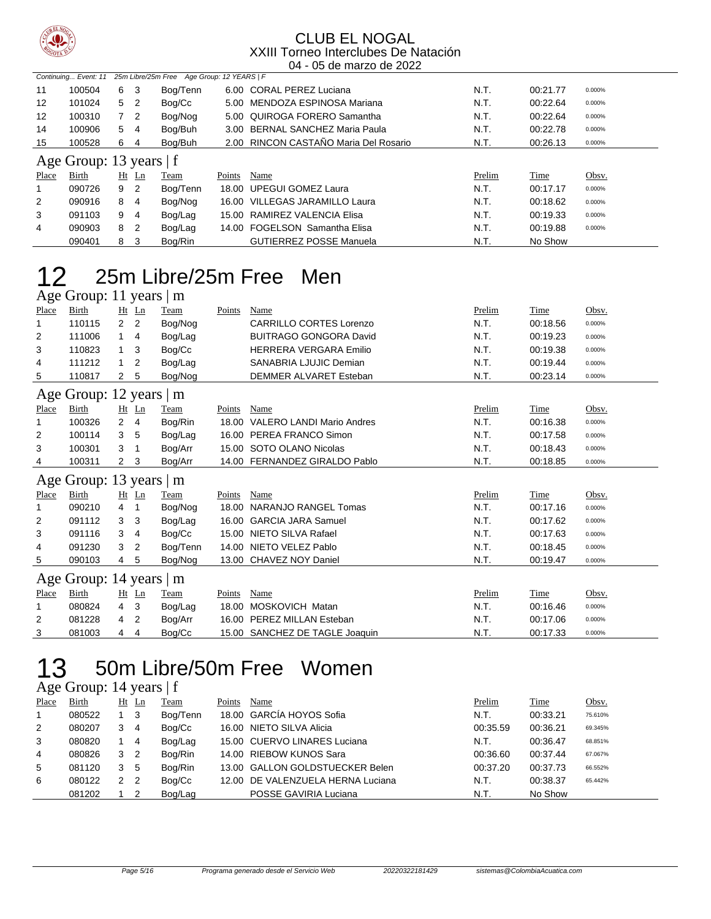Continuing... Event: 11 25m Libre/25m Free Age Group: 12 YEARS | F

| Place | Birth | Ht | Ln | Team | Points | Name | Prelim | Time | Obsv. |
|---|---|---|---|---|---|---|---|---|---|
| 11 | 100504 | 6 | 3 | Bog/Tenn | 6.00 | CORAL PEREZ Luciana | N.T. | 00:21.77 | 0.000% |
| 12 | 101024 | 5 | 2 | Bog/Cc | 5.00 | MENDOZA ESPINOSA Mariana | N.T. | 00:22.64 | 0.000% |
| 12 | 100310 | 7 | 2 | Bog/Nog | 5.00 | QUIROGA FORERO Samantha | N.T. | 00:22.64 | 0.000% |
| 14 | 100906 | 5 | 4 | Bog/Buh | 3.00 | BERNAL SANCHEZ Maria Paula | N.T. | 00:22.78 | 0.000% |
| 15 | 100528 | 6 | 4 | Bog/Buh | 2.00 | RINCON CASTAÑO Maria Del Rosario | N.T. | 00:26.13 | 0.000% |

### Age Group: 13 years | f

| Place | Birth | Ht | Ln | Team | Points | Name | Prelim | Time | Obsv. |
|---|---|---|---|---|---|---|---|---|---|
| 1 | 090726 | 9 | 2 | Bog/Tenn | 18.00 | UPEGUI GOMEZ Laura | N.T. | 00:17.17 | 0.000% |
| 2 | 090916 | 8 | 4 | Bog/Nog | 16.00 | VILLEGAS JARAMILLO Laura | N.T. | 00:18.62 | 0.000% |
| 3 | 091103 | 9 | 4 | Bog/Lag | 15.00 | RAMIREZ VALENCIA Elisa | N.T. | 00:19.33 | 0.000% |
| 4 | 090903 | 8 | 2 | Bog/Lag | 14.00 | FOGELSON Samantha Elisa | N.T. | 00:19.88 | 0.000% |
| | 090401 | 8 | 3 | Bog/Rin | | GUTIERREZ POSSE Manuela | N.T. | No Show | |

# 12 25m Libre/25m Free Men

### Age Group: 11 years | m

| Place | Birth | Ht | Ln | Team | Points | Name | Prelim | Time | Obsv. |
|---|---|---|---|---|---|---|---|---|---|
| 1 | 110115 | 2 | 2 | Bog/Nog | | CARRILLO CORTES Lorenzo | N.T. | 00:18.56 | 0.000% |
| 2 | 111006 | 1 | 4 | Bog/Lag | | BUITRAGO GONGORA David | N.T. | 00:19.23 | 0.000% |
| 3 | 110823 | 1 | 3 | Bog/Cc | | HERRERA VERGARA Emilio | N.T. | 00:19.38 | 0.000% |
| 4 | 111212 | 1 | 2 | Bog/Lag | | SANABRIA LJUJIC Demian | N.T. | 00:19.44 | 0.000% |
| 5 | 110817 | 2 | 5 | Bog/Nog | | DEMMER ALVARET Esteban | N.T. | 00:23.14 | 0.000% |

### Age Group: 12 years | m

| Place | Birth | Ht | Ln | Team | Points | Name | Prelim | Time | Obsv. |
|---|---|---|---|---|---|---|---|---|---|
| 1 | 100326 | 2 | 4 | Bog/Rin | 18.00 | VALERO LANDI Mario Andres | N.T. | 00:16.38 | 0.000% |
| 2 | 100114 | 3 | 5 | Bog/Lag | 16.00 | PEREA FRANCO Simon | N.T. | 00:17.58 | 0.000% |
| 3 | 100301 | 3 | 1 | Bog/Arr | 15.00 | SOTO OLANO Nicolas | N.T. | 00:18.43 | 0.000% |
| 4 | 100311 | 2 | 3 | Bog/Arr | 14.00 | FERNANDEZ GIRALDO Pablo | N.T. | 00:18.85 | 0.000% |

### Age Group: 13 years | m

| Place | Birth | Ht | Ln | Team | Points | Name | Prelim | Time | Obsv. |
|---|---|---|---|---|---|---|---|---|---|
| 1 | 090210 | 4 | 1 | Bog/Nog | 18.00 | NARANJO RANGEL Tomas | N.T. | 00:17.16 | 0.000% |
| 2 | 091112 | 3 | 3 | Bog/Lag | 16.00 | GARCIA JARA Samuel | N.T. | 00:17.62 | 0.000% |
| 3 | 091116 | 3 | 4 | Bog/Cc | 15.00 | NIETO SILVA Rafael | N.T. | 00:17.63 | 0.000% |
| 4 | 091230 | 3 | 2 | Bog/Tenn | 14.00 | NIETO VELEZ Pablo | N.T. | 00:18.45 | 0.000% |
| 5 | 090103 | 4 | 5 | Bog/Nog | 13.00 | CHAVEZ NOY Daniel | N.T. | 00:19.47 | 0.000% |

### Age Group: 14 years | m

| Place | Birth | Ht | Ln | Team | Points | Name | Prelim | Time | Obsv. |
|---|---|---|---|---|---|---|---|---|---|
| 1 | 080824 | 4 | 3 | Bog/Lag | 18.00 | MOSKOVICH Matan | N.T. | 00:16.46 | 0.000% |
| 2 | 081228 | 4 | 2 | Bog/Arr | 16.00 | PEREZ MILLAN Esteban | N.T. | 00:17.06 | 0.000% |
| 3 | 081003 | 4 | 4 | Bog/Cc | 15.00 | SANCHEZ DE TAGLE Joaquin | N.T. | 00:17.33 | 0.000% |

# 13 50m Libre/50m Free Women

### Age Group: 14 years | f

| Place | Birth | Ht | Ln | Team | Points | Name | Prelim | Time | Obsv. |
|---|---|---|---|---|---|---|---|---|---|
| 1 | 080522 | 1 | 3 | Bog/Tenn | 18.00 | GARCÍA HOYOS Sofia | N.T. | 00:33.21 | 75.610% |
| 2 | 080207 | 3 | 4 | Bog/Cc | 16.00 | NIETO SILVA Alicia | 00:35.59 | 00:36.21 | 69.345% |
| 3 | 080820 | 1 | 4 | Bog/Lag | 15.00 | CUERVO LINARES Luciana | N.T. | 00:36.47 | 68.851% |
| 4 | 080826 | 3 | 2 | Bog/Rin | 14.00 | RIEBOW KUNOS Sara | 00:36.60 | 00:37.44 | 67.067% |
| 5 | 081120 | 3 | 5 | Bog/Rin | 13.00 | GALLON GOLDSTUECKER Belen | 00:37.20 | 00:37.73 | 66.552% |
| 6 | 080122 | 2 | 2 | Bog/Cc | 12.00 | DE VALENZUELA HERNA Luciana | N.T. | 00:38.37 | 65.442% |
| | 081202 | 1 | 2 | Bog/Lag | | POSSE GAVIRIA Luciana | N.T. | No Show | |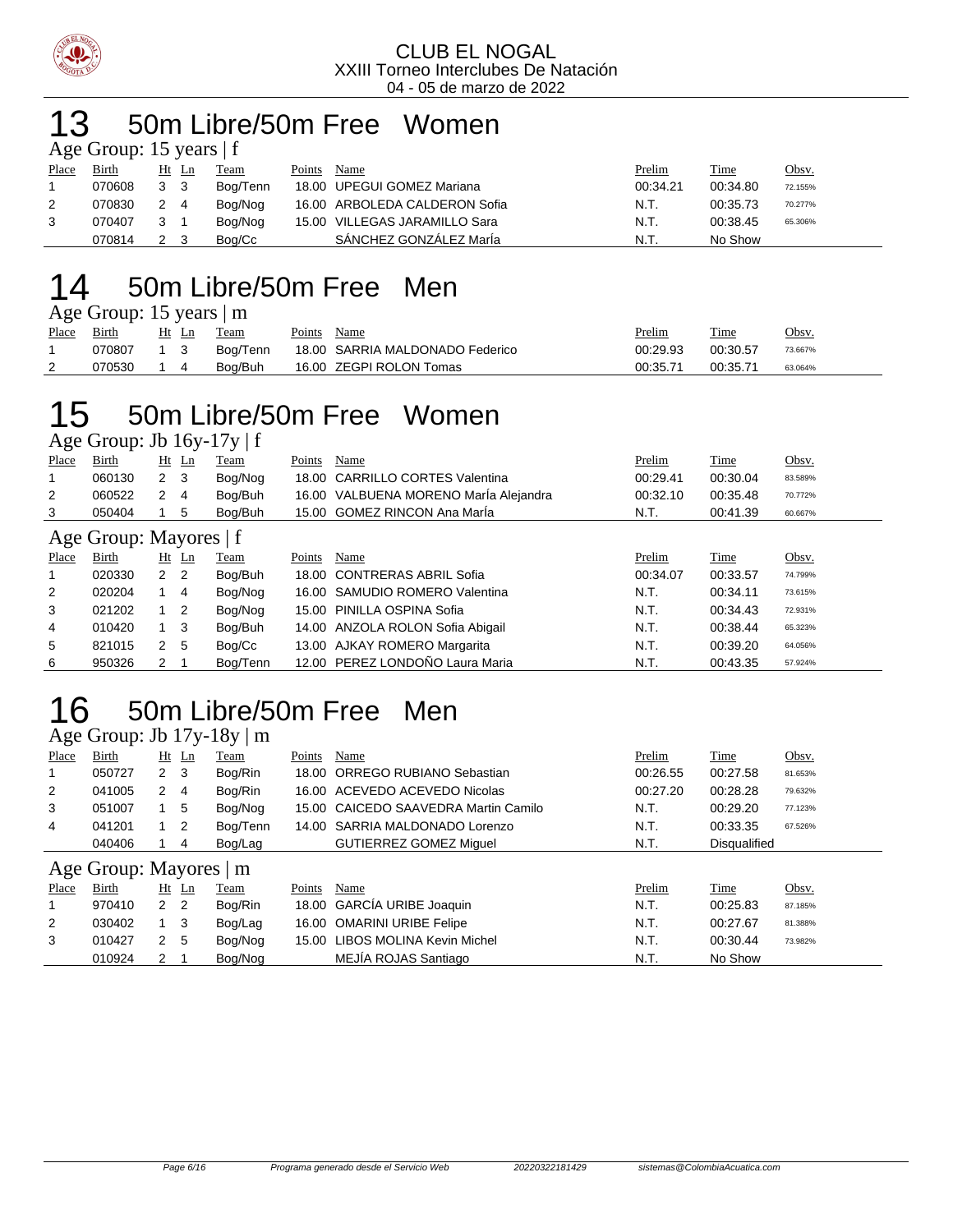CLUB EL NOGAL
XXIII Torneo Interclubes De Natación
04 - 05 de marzo de 2022

# 13 50m Libre/50m Free Women

Age Group: 15 years | f

| Place | Birth | Ht | Ln | Team | Points | Name | Prelim | Time | Obsv. |
|---|---|---|---|---|---|---|---|---|---|
| 1 | 070608 | 3 | 3 | Bog/Tenn | 18.00 | UPEGUI GOMEZ Mariana | 00:34.21 | 00:34.80 | 72.155% |
| 2 | 070830 | 2 | 4 | Bog/Nog | 16.00 | ARBOLEDA CALDERON Sofia | N.T. | 00:35.73 | 70.277% |
| 3 | 070407 | 3 | 1 | Bog/Nog | 15.00 | VILLEGAS JARAMILLO Sara | N.T. | 00:38.45 | 65.306% |
| | 070814 | 2 | 3 | Bog/Cc | | SÁNCHEZ GONZÁLEZ MarÍa | N.T. | No Show | |

# 14 50m Libre/50m Free Men

Age Group: 15 years | m

| Place | Birth | Ht | Ln | Team | Points | Name | Prelim | Time | Obsv. |
|---|---|---|---|---|---|---|---|---|---|
| 1 | 070807 | 1 | 3 | Bog/Tenn | 18.00 | SARRIA MALDONADO Federico | 00:29.93 | 00:30.57 | 73.667% |
| 2 | 070530 | 1 | 4 | Bog/Buh | 16.00 | ZEGPI ROLON Tomas | 00:35.71 | 00:35.71 | 63.064% |

# 15 50m Libre/50m Free Women

Age Group: Jb 16y-17y | f

| Place | Birth | Ht | Ln | Team | Points | Name | Prelim | Time | Obsv. |
|---|---|---|---|---|---|---|---|---|---|
| 1 | 060130 | 2 | 3 | Bog/Nog | 18.00 | CARRILLO CORTES Valentina | 00:29.41 | 00:30.04 | 83.589% |
| 2 | 060522 | 2 | 4 | Bog/Buh | 16.00 | VALBUENA MORENO MarÍa Alejandra | 00:32.10 | 00:35.48 | 70.772% |
| 3 | 050404 | 1 | 5 | Bog/Buh | 15.00 | GOMEZ RINCON Ana MarÍa | N.T. | 00:41.39 | 60.667% |

Age Group: Mayores | f

| Place | Birth | Ht | Ln | Team | Points | Name | Prelim | Time | Obsv. |
|---|---|---|---|---|---|---|---|---|---|
| 1 | 020330 | 2 | 2 | Bog/Buh | 18.00 | CONTRERAS ABRIL Sofia | 00:34.07 | 00:33.57 | 74.799% |
| 2 | 020204 | 1 | 4 | Bog/Nog | 16.00 | SAMUDIO ROMERO Valentina | N.T. | 00:34.11 | 73.615% |
| 3 | 021202 | 1 | 2 | Bog/Nog | 15.00 | PINILLA OSPINA Sofia | N.T. | 00:34.43 | 72.931% |
| 4 | 010420 | 1 | 3 | Bog/Buh | 14.00 | ANZOLA ROLON Sofia Abigail | N.T. | 00:38.44 | 65.323% |
| 5 | 821015 | 2 | 5 | Bog/Cc | 13.00 | AJKAY ROMERO Margarita | N.T. | 00:39.20 | 64.056% |
| 6 | 950326 | 2 | 1 | Bog/Tenn | 12.00 | PEREZ LONDOÑO Laura Maria | N.T. | 00:43.35 | 57.924% |

# 16 50m Libre/50m Free Men

Age Group: Jb 17y-18y | m

| Place | Birth | Ht | Ln | Team | Points | Name | Prelim | Time | Obsv. |
|---|---|---|---|---|---|---|---|---|---|
| 1 | 050727 | 2 | 3 | Bog/Rin | 18.00 | ORREGO RUBIANO Sebastian | 00:26.55 | 00:27.58 | 81.653% |
| 2 | 041005 | 2 | 4 | Bog/Rin | 16.00 | ACEVEDO ACEVEDO Nicolas | 00:27.20 | 00:28.28 | 79.632% |
| 3 | 051007 | 1 | 5 | Bog/Nog | 15.00 | CAICEDO SAAVEDRA Martin Camilo | N.T. | 00:29.20 | 77.123% |
| 4 | 041201 | 1 | 2 | Bog/Tenn | 14.00 | SARRIA MALDONADO Lorenzo | N.T. | 00:33.35 | 67.526% |
| | 040406 | 1 | 4 | Bog/Lag | | GUTIERREZ GOMEZ Miguel | N.T. | Disqualified | |

Age Group: Mayores | m

| Place | Birth | Ht | Ln | Team | Points | Name | Prelim | Time | Obsv. |
|---|---|---|---|---|---|---|---|---|---|
| 1 | 970410 | 2 | 2 | Bog/Rin | 18.00 | GARCÍA URIBE Joaquin | N.T. | 00:25.83 | 87.185% |
| 2 | 030402 | 1 | 3 | Bog/Lag | 16.00 | OMARINI URIBE Felipe | N.T. | 00:27.67 | 81.388% |
| 3 | 010427 | 2 | 5 | Bog/Nog | 15.00 | LIBOS MOLINA Kevin Michel | N.T. | 00:30.44 | 73.982% |
| | 010924 | 2 | 1 | Bog/Nog | | MEJÍA ROJAS Santiago | N.T. | No Show | |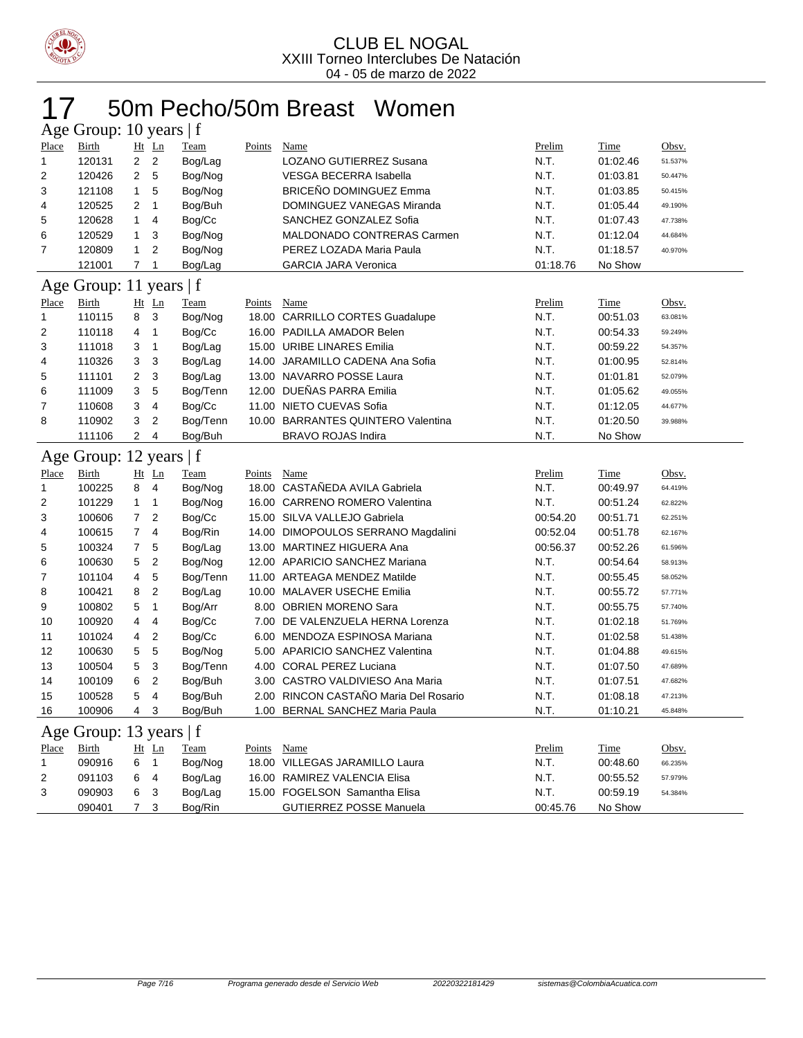CLUB EL NOGAL
XXIII Torneo Interclubes De Natación
04 - 05 de marzo de 2022

# 17 50m Pecho/50m Breast Women

## Age Group: 10 years | f

| Place | Birth | Ht | Ln | Team | Points | Name | Prelim | Time | Obsv. |
|---|---|---|---|---|---|---|---|---|---|
| 1 | 120131 | 2 | 2 | Bog/Lag | | LOZANO GUTIERREZ Susana | N.T. | 01:02.46 | 51.537% |
| 2 | 120426 | 2 | 5 | Bog/Nog | | VESGA BECERRA Isabella | N.T. | 01:03.81 | 50.447% |
| 3 | 121108 | 1 | 5 | Bog/Nog | | BRICEÑO DOMINGUEZ Emma | N.T. | 01:03.85 | 50.415% |
| 4 | 120525 | 2 | 1 | Bog/Buh | | DOMINGUEZ VANEGAS Miranda | N.T. | 01:05.44 | 49.190% |
| 5 | 120628 | 1 | 4 | Bog/Cc | | SANCHEZ GONZALEZ Sofia | N.T. | 01:07.43 | 47.738% |
| 6 | 120529 | 1 | 3 | Bog/Nog | | MALDONADO CONTRERAS Carmen | N.T. | 01:12.04 | 44.684% |
| 7 | 120809 | 1 | 2 | Bog/Nog | | PEREZ LOZADA Maria Paula | N.T. | 01:18.57 | 40.970% |
| | 121001 | 7 | 1 | Bog/Lag | | GARCIA JARA Veronica | 01:18.76 | No Show | |

## Age Group: 11 years | f

| Place | Birth | Ht | Ln | Team | Points | Name | Prelim | Time | Obsv. |
|---|---|---|---|---|---|---|---|---|---|
| 1 | 110115 | 8 | 3 | Bog/Nog | 18.00 | CARRILLO CORTES Guadalupe | N.T. | 00:51.03 | 63.081% |
| 2 | 110118 | 4 | 1 | Bog/Cc | 16.00 | PADILLA AMADOR Belen | N.T. | 00:54.33 | 59.249% |
| 3 | 111018 | 3 | 1 | Bog/Lag | 15.00 | URIBE LINARES Emilia | N.T. | 00:59.22 | 54.357% |
| 4 | 110326 | 3 | 3 | Bog/Lag | 14.00 | JARAMILLO CADENA Ana Sofia | N.T. | 01:00.95 | 52.814% |
| 5 | 111101 | 2 | 3 | Bog/Lag | 13.00 | NAVARRO POSSE Laura | N.T. | 01:01.81 | 52.079% |
| 6 | 111009 | 3 | 5 | Bog/Tenn | 12.00 | DUEÑAS PARRA Emilia | N.T. | 01:05.62 | 49.055% |
| 7 | 110608 | 3 | 4 | Bog/Cc | 11.00 | NIETO CUEVAS Sofia | N.T. | 01:12.05 | 44.677% |
| 8 | 110902 | 3 | 2 | Bog/Tenn | 10.00 | BARRANTES QUINTERO Valentina | N.T. | 01:20.50 | 39.988% |
| | 111106 | 2 | 4 | Bog/Buh | | BRAVO ROJAS Indira | N.T. | No Show | |

## Age Group: 12 years | f

| Place | Birth | Ht | Ln | Team | Points | Name | Prelim | Time | Obsv. |
|---|---|---|---|---|---|---|---|---|---|
| 1 | 100225 | 8 | 4 | Bog/Nog | 18.00 | CASTAÑEDA AVILA Gabriela | N.T. | 00:49.97 | 64.419% |
| 2 | 101229 | 1 | 1 | Bog/Nog | 16.00 | CARRENO ROMERO Valentina | N.T. | 00:51.24 | 62.822% |
| 3 | 100606 | 7 | 2 | Bog/Cc | 15.00 | SILVA VALLEJO Gabriela | 00:54.20 | 00:51.71 | 62.251% |
| 4 | 100615 | 7 | 4 | Bog/Rin | 14.00 | DIMOPOULOS SERRANO Magdalini | 00:52.04 | 00:51.78 | 62.167% |
| 5 | 100324 | 7 | 5 | Bog/Lag | 13.00 | MARTINEZ HIGUERA Ana | 00:56.37 | 00:52.26 | 61.596% |
| 6 | 100630 | 5 | 2 | Bog/Nog | 12.00 | APARICIO SANCHEZ Mariana | N.T. | 00:54.64 | 58.913% |
| 7 | 101104 | 4 | 5 | Bog/Tenn | 11.00 | ARTEAGA MENDEZ Matilde | N.T. | 00:55.45 | 58.052% |
| 8 | 100421 | 8 | 2 | Bog/Lag | 10.00 | MALAVER USECHE Emilia | N.T. | 00:55.72 | 57.771% |
| 9 | 100802 | 5 | 1 | Bog/Arr | 8.00 | OBRIEN MORENO Sara | N.T. | 00:55.75 | 57.740% |
| 10 | 100920 | 4 | 4 | Bog/Cc | 7.00 | DE VALENZUELA HERNA Lorenza | N.T. | 01:02.18 | 51.769% |
| 11 | 101024 | 4 | 2 | Bog/Cc | 6.00 | MENDOZA ESPINOSA Mariana | N.T. | 01:02.58 | 51.438% |
| 12 | 100630 | 5 | 5 | Bog/Nog | 5.00 | APARICIO SANCHEZ Valentina | N.T. | 01:04.88 | 49.615% |
| 13 | 100504 | 5 | 3 | Bog/Tenn | 4.00 | CORAL PEREZ Luciana | N.T. | 01:07.50 | 47.689% |
| 14 | 100109 | 6 | 2 | Bog/Buh | 3.00 | CASTRO VALDIVIESO Ana Maria | N.T. | 01:07.51 | 47.682% |
| 15 | 100528 | 5 | 4 | Bog/Buh | 2.00 | RINCON CASTAÑO Maria Del Rosario | N.T. | 01:08.18 | 47.213% |
| 16 | 100906 | 4 | 3 | Bog/Buh | 1.00 | BERNAL SANCHEZ Maria Paula | N.T. | 01:10.21 | 45.848% |

## Age Group: 13 years | f

| Place | Birth | Ht | Ln | Team | Points | Name | Prelim | Time | Obsv. |
|---|---|---|---|---|---|---|---|---|---|
| 1 | 090916 | 6 | 1 | Bog/Nog | 18.00 | VILLEGAS JARAMILLO Laura | N.T. | 00:48.60 | 66.235% |
| 2 | 091103 | 6 | 4 | Bog/Lag | 16.00 | RAMIREZ VALENCIA Elisa | N.T. | 00:55.52 | 57.979% |
| 3 | 090903 | 6 | 3 | Bog/Lag | 15.00 | FOGELSON Samantha Elisa | N.T. | 00:59.19 | 54.384% |
| | 090401 | 7 | 3 | Bog/Rin | | GUTIERREZ POSSE Manuela | 00:45.76 | No Show | |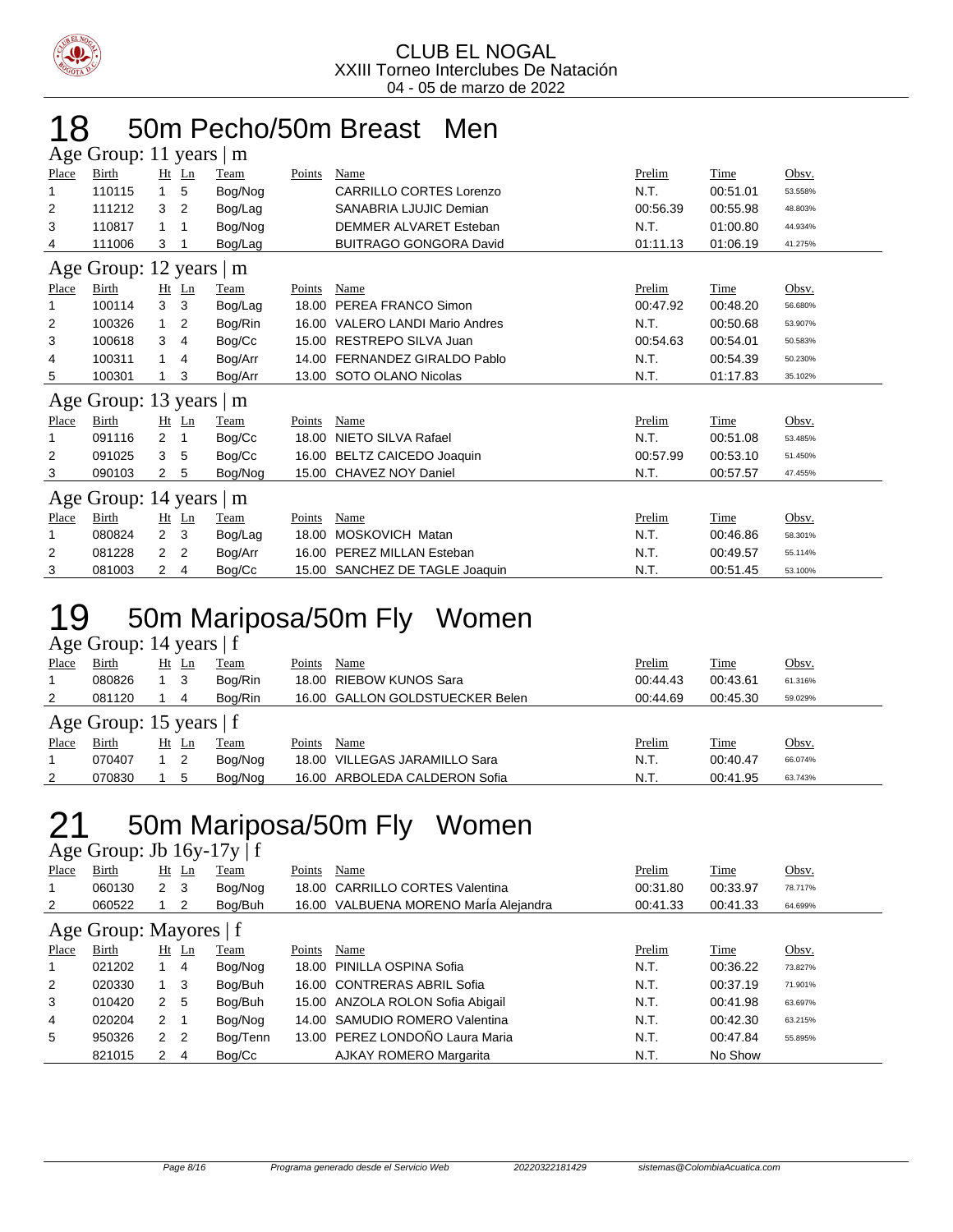CLUB EL NOGAL
XXIII Torneo Interclubes De Natación
04 - 05 de marzo de 2022

# 18 50m Pecho/50m Breast Men

## Age Group: 11 years | m

| Place | Birth | Ht | Ln | Team | Points | Name | Prelim | Time | Obsv. |
|---|---|---|---|---|---|---|---|---|---|
| 1 | 110115 | 1 | 5 | Bog/Nog | | CARRILLO CORTES Lorenzo | N.T. | 00:51.01 | 53.558% |
| 2 | 111212 | 3 | 2 | Bog/Lag | | SANABRIA LJUJIC Demian | 00:56.39 | 00:55.98 | 48.803% |
| 3 | 110817 | 1 | 1 | Bog/Nog | | DEMMER ALVARET Esteban | N.T. | 01:00.80 | 44.934% |
| 4 | 111006 | 3 | 1 | Bog/Lag | | BUITRAGO GONGORA David | 01:11.13 | 01:06.19 | 41.275% |

## Age Group: 12 years | m

| Place | Birth | Ht | Ln | Team | Points | Name | Prelim | Time | Obsv. |
|---|---|---|---|---|---|---|---|---|---|
| 1 | 100114 | 3 | 3 | Bog/Lag | 18.00 | PEREA FRANCO Simon | 00:47.92 | 00:48.20 | 56.680% |
| 2 | 100326 | 1 | 2 | Bog/Rin | 16.00 | VALERO LANDI Mario Andres | N.T. | 00:50.68 | 53.907% |
| 3 | 100618 | 3 | 4 | Bog/Cc | 15.00 | RESTREPO SILVA Juan | 00:54.63 | 00:54.01 | 50.583% |
| 4 | 100311 | 1 | 4 | Bog/Arr | 14.00 | FERNANDEZ GIRALDO Pablo | N.T. | 00:54.39 | 50.230% |
| 5 | 100301 | 1 | 3 | Bog/Arr | 13.00 | SOTO OLANO Nicolas | N.T. | 01:17.83 | 35.102% |

## Age Group: 13 years | m

| Place | Birth | Ht | Ln | Team | Points | Name | Prelim | Time | Obsv. |
|---|---|---|---|---|---|---|---|---|---|
| 1 | 091116 | 2 | 1 | Bog/Cc | 18.00 | NIETO SILVA Rafael | N.T. | 00:51.08 | 53.485% |
| 2 | 091025 | 3 | 5 | Bog/Cc | 16.00 | BELTZ CAICEDO Joaquin | 00:57.99 | 00:53.10 | 51.450% |
| 3 | 090103 | 2 | 5 | Bog/Nog | 15.00 | CHAVEZ NOY Daniel | N.T. | 00:57.57 | 47.455% |

## Age Group: 14 years | m

| Place | Birth | Ht | Ln | Team | Points | Name | Prelim | Time | Obsv. |
|---|---|---|---|---|---|---|---|---|---|
| 1 | 080824 | 2 | 3 | Bog/Lag | 18.00 | MOSKOVICH Matan | N.T. | 00:46.86 | 58.301% |
| 2 | 081228 | 2 | 2 | Bog/Arr | 16.00 | PEREZ MILLAN Esteban | N.T. | 00:49.57 | 55.114% |
| 3 | 081003 | 2 | 4 | Bog/Cc | 15.00 | SANCHEZ DE TAGLE Joaquin | N.T. | 00:51.45 | 53.100% |

# 19 50m Mariposa/50m Fly Women

## Age Group: 14 years | f

| Place | Birth | Ht | Ln | Team | Points | Name | Prelim | Time | Obsv. |
|---|---|---|---|---|---|---|---|---|---|
| 1 | 080826 | 1 | 3 | Bog/Rin | 18.00 | RIEBOW KUNOS Sara | 00:44.43 | 00:43.61 | 61.316% |
| 2 | 081120 | 1 | 4 | Bog/Rin | 16.00 | GALLON GOLDSTUECKER Belen | 00:44.69 | 00:45.30 | 59.029% |

## Age Group: 15 years | f

| Place | Birth | Ht | Ln | Team | Points | Name | Prelim | Time | Obsv. |
|---|---|---|---|---|---|---|---|---|---|
| 1 | 070407 | 1 | 2 | Bog/Nog | 18.00 | VILLEGAS JARAMILLO Sara | N.T. | 00:40.47 | 66.074% |
| 2 | 070830 | 1 | 5 | Bog/Nog | 16.00 | ARBOLEDA CALDERON Sofia | N.T. | 00:41.95 | 63.743% |

# 21 50m Mariposa/50m Fly Women

## Age Group: Jb 16y-17y | f

| Place | Birth | Ht | Ln | Team | Points | Name | Prelim | Time | Obsv. |
|---|---|---|---|---|---|---|---|---|---|
| 1 | 060130 | 2 | 3 | Bog/Nog | 18.00 | CARRILLO CORTES Valentina | 00:31.80 | 00:33.97 | 78.717% |
| 2 | 060522 | 1 | 2 | Bog/Buh | 16.00 | VALBUENA MORENO MarÍa Alejandra | 00:41.33 | 00:41.33 | 64.699% |

## Age Group: Mayores | f

| Place | Birth | Ht | Ln | Team | Points | Name | Prelim | Time | Obsv. |
|---|---|---|---|---|---|---|---|---|---|
| 1 | 021202 | 1 | 4 | Bog/Nog | 18.00 | PINILLA OSPINA Sofia | N.T. | 00:36.22 | 73.827% |
| 2 | 020330 | 1 | 3 | Bog/Buh | 16.00 | CONTRERAS ABRIL Sofia | N.T. | 00:37.19 | 71.901% |
| 3 | 010420 | 2 | 5 | Bog/Buh | 15.00 | ANZOLA ROLON Sofia Abigail | N.T. | 00:41.98 | 63.697% |
| 4 | 020204 | 2 | 1 | Bog/Nog | 14.00 | SAMUDIO ROMERO Valentina | N.T. | 00:42.30 | 63.215% |
| 5 | 950326 | 2 | 2 | Bog/Tenn | 13.00 | PEREZ LONDOÑO Laura Maria | N.T. | 00:47.84 | 55.895% |
| | 821015 | 2 | 4 | Bog/Cc | | AJKAY ROMERO Margarita | N.T. | No Show | |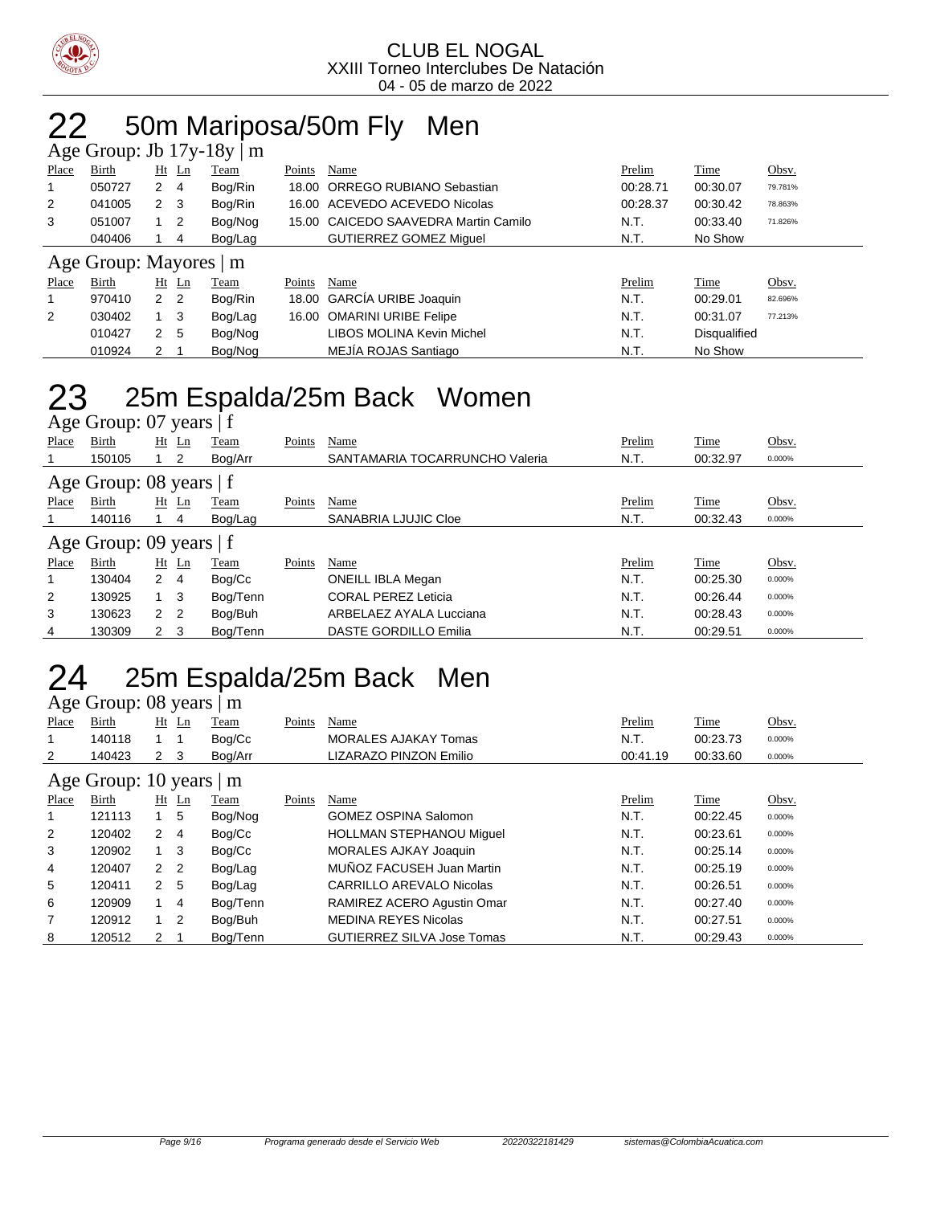# 22 50m Mariposa/50m Fly Men

### Age Group: Jb 17y-18y | m

| Place | Birth | Ht | Ln | Team | Points | Name | Prelim | Time | Obsv. |
|---|---|---|---|---|---|---|---|---|---|
| 1 | 050727 | 2 | 4 | Bog/Rin | 18.00 | ORREGO RUBIANO Sebastian | 00:28.71 | 00:30.07 | 79.781% |
| 2 | 041005 | 2 | 3 | Bog/Rin | 16.00 | ACEVEDO ACEVEDO Nicolas | 00:28.37 | 00:30.42 | 78.863% |
| 3 | 051007 | 1 | 2 | Bog/Nog | 15.00 | CAICEDO SAAVEDRA Martin Camilo | N.T. | 00:33.40 | 71.826% |
| | 040406 | 1 | 4 | Bog/Lag | | GUTIERREZ GOMEZ Miguel | N.T. | No Show | |

### Age Group: Mayores | m

| Place | Birth | Ht | Ln | Team | Points | Name | Prelim | Time | Obsv. |
|---|---|---|---|---|---|---|---|---|---|
| 1 | 970410 | 2 | 2 | Bog/Rin | 18.00 | GARCÍA URIBE Joaquin | N.T. | 00:29.01 | 82.696% |
| 2 | 030402 | 1 | 3 | Bog/Lag | 16.00 | OMARINI URIBE Felipe | N.T. | 00:31.07 | 77.213% |
| | 010427 | 2 | 5 | Bog/Nog | | LIBOS MOLINA Kevin Michel | N.T. | Disqualified | |
| | 010924 | 2 | 1 | Bog/Nog | | MEJÍA ROJAS Santiago | N.T. | No Show | |

# 23 25m Espalda/25m Back Women

### Age Group: 07 years | f

| Place | Birth | Ht | Ln | Team | Points | Name | Prelim | Time | Obsv. |
|---|---|---|---|---|---|---|---|---|---|
| 1 | 150105 | 1 | 2 | Bog/Arr | | SANTAMARIA TOCARRUNCHO Valeria | N.T. | 00:32.97 | 0.000% |

### Age Group: 08 years | f

| Place | Birth | Ht | Ln | Team | Points | Name | Prelim | Time | Obsv. |
|---|---|---|---|---|---|---|---|---|---|
| 1 | 140116 | 1 | 4 | Bog/Lag | | SANABRIA LJUJIC Cloe | N.T. | 00:32.43 | 0.000% |

### Age Group: 09 years | f

| Place | Birth | Ht | Ln | Team | Points | Name | Prelim | Time | Obsv. |
|---|---|---|---|---|---|---|---|---|---|
| 1 | 130404 | 2 | 4 | Bog/Cc | | ONEILL IBLA Megan | N.T. | 00:25.30 | 0.000% |
| 2 | 130925 | 1 | 3 | Bog/Tenn | | CORAL PEREZ Leticia | N.T. | 00:26.44 | 0.000% |
| 3 | 130623 | 2 | 2 | Bog/Buh | | ARBELAEZ AYALA Lucciana | N.T. | 00:28.43 | 0.000% |
| 4 | 130309 | 2 | 3 | Bog/Tenn | | DASTE GORDILLO Emilia | N.T. | 00:29.51 | 0.000% |

# 24 25m Espalda/25m Back Men

### Age Group: 08 years | m

| Place | Birth | Ht | Ln | Team | Points | Name | Prelim | Time | Obsv. |
|---|---|---|---|---|---|---|---|---|---|
| 1 | 140118 | 1 | 1 | Bog/Cc | | MORALES AJAKAY Tomas | N.T. | 00:23.73 | 0.000% |
| 2 | 140423 | 2 | 3 | Bog/Arr | | LIZARAZO PINZON Emilio | 00:41.19 | 00:33.60 | 0.000% |

### Age Group: 10 years | m

| Place | Birth | Ht | Ln | Team | Points | Name | Prelim | Time | Obsv. |
|---|---|---|---|---|---|---|---|---|---|
| 1 | 121113 | 1 | 5 | Bog/Nog | | GOMEZ OSPINA Salomon | N.T. | 00:22.45 | 0.000% |
| 2 | 120402 | 2 | 4 | Bog/Cc | | HOLLMAN STEPHANOU Miguel | N.T. | 00:23.61 | 0.000% |
| 3 | 120902 | 1 | 3 | Bog/Cc | | MORALES AJKAY Joaquin | N.T. | 00:25.14 | 0.000% |
| 4 | 120407 | 2 | 2 | Bog/Lag | | MUÑOZ FACUSEH Juan Martin | N.T. | 00:25.19 | 0.000% |
| 5 | 120411 | 2 | 5 | Bog/Lag | | CARRILLO AREVALO Nicolas | N.T. | 00:26.51 | 0.000% |
| 6 | 120909 | 1 | 4 | Bog/Tenn | | RAMIREZ ACERO Agustin Omar | N.T. | 00:27.40 | 0.000% |
| 7 | 120912 | 1 | 2 | Bog/Buh | | MEDINA REYES Nicolas | N.T. | 00:27.51 | 0.000% |
| 8 | 120512 | 2 | 1 | Bog/Tenn | | GUTIERREZ SILVA Jose Tomas | N.T. | 00:29.43 | 0.000% |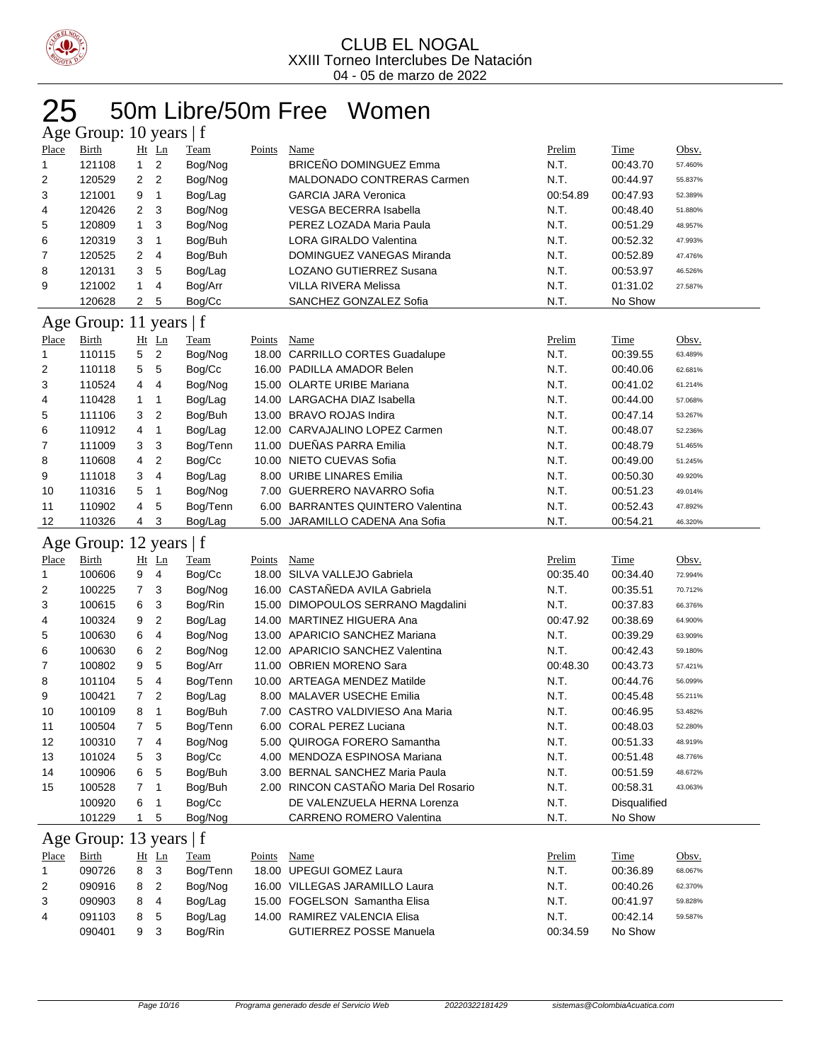CLUB EL NOGAL
XXIII Torneo Interclubes De Natación
04 - 05 de marzo de 2022

# 25 50m Libre/50m Free Women

## Age Group: 10 years | f

| Place | Birth | Ht | Ln | Team | Points | Name | Prelim | Time | Obsv. |
|---|---|---|---|---|---|---|---|---|---|
| 1 | 121108 | 1 | 2 | Bog/Nog | | BRICEÑO DOMINGUEZ Emma | N.T. | 00:43.70 | 57.460% |
| 2 | 120529 | 2 | 2 | Bog/Nog | | MALDONADO CONTRERAS Carmen | N.T. | 00:44.97 | 55.837% |
| 3 | 121001 | 9 | 1 | Bog/Lag | | GARCIA JARA Veronica | 00:54.89 | 00:47.93 | 52.389% |
| 4 | 120426 | 2 | 3 | Bog/Nog | | VESGA BECERRA Isabella | N.T. | 00:48.40 | 51.880% |
| 5 | 120809 | 1 | 3 | Bog/Nog | | PEREZ LOZADA Maria Paula | N.T. | 00:51.29 | 48.957% |
| 6 | 120319 | 3 | 1 | Bog/Buh | | LORA GIRALDO Valentina | N.T. | 00:52.32 | 47.993% |
| 7 | 120525 | 2 | 4 | Bog/Buh | | DOMINGUEZ VANEGAS Miranda | N.T. | 00:52.89 | 47.476% |
| 8 | 120131 | 3 | 5 | Bog/Lag | | LOZANO GUTIERREZ Susana | N.T. | 00:53.97 | 46.526% |
| 9 | 121002 | 1 | 4 | Bog/Arr | | VILLA RIVERA Melissa | N.T. | 01:31.02 | 27.587% |
| | 120628 | 2 | 5 | Bog/Cc | | SANCHEZ GONZALEZ Sofia | N.T. | No Show | |

## Age Group: 11 years | f

| Place | Birth | Ht | Ln | Team | Points | Name | Prelim | Time | Obsv. |
|---|---|---|---|---|---|---|---|---|---|
| 1 | 110115 | 5 | 2 | Bog/Nog | 18.00 | CARRILLO CORTES Guadalupe | N.T. | 00:39.55 | 63.489% |
| 2 | 110118 | 5 | 5 | Bog/Cc | 16.00 | PADILLA AMADOR Belen | N.T. | 00:40.06 | 62.681% |
| 3 | 110524 | 4 | 4 | Bog/Nog | 15.00 | OLARTE URIBE Mariana | N.T. | 00:41.02 | 61.214% |
| 4 | 110428 | 1 | 1 | Bog/Lag | 14.00 | LARGACHA DIAZ Isabella | N.T. | 00:44.00 | 57.068% |
| 5 | 111106 | 3 | 2 | Bog/Buh | 13.00 | BRAVO ROJAS Indira | N.T. | 00:47.14 | 53.267% |
| 6 | 110912 | 4 | 1 | Bog/Lag | 12.00 | CARVAJALINO LOPEZ Carmen | N.T. | 00:48.07 | 52.236% |
| 7 | 111009 | 3 | 3 | Bog/Tenn | 11.00 | DUEÑAS PARRA Emilia | N.T. | 00:48.79 | 51.465% |
| 8 | 110608 | 4 | 2 | Bog/Cc | 10.00 | NIETO CUEVAS Sofia | N.T. | 00:49.00 | 51.245% |
| 9 | 111018 | 3 | 4 | Bog/Lag | 8.00 | URIBE LINARES Emilia | N.T. | 00:50.30 | 49.920% |
| 10 | 110316 | 5 | 1 | Bog/Nog | 7.00 | GUERRERO NAVARRO Sofia | N.T. | 00:51.23 | 49.014% |
| 11 | 110902 | 4 | 5 | Bog/Tenn | 6.00 | BARRANTES QUINTERO Valentina | N.T. | 00:52.43 | 47.892% |
| 12 | 110326 | 4 | 3 | Bog/Lag | 5.00 | JARAMILLO CADENA Ana Sofia | N.T. | 00:54.21 | 46.320% |

## Age Group: 12 years | f

| Place | Birth | Ht | Ln | Team | Points | Name | Prelim | Time | Obsv. |
|---|---|---|---|---|---|---|---|---|---|
| 1 | 100606 | 9 | 4 | Bog/Cc | 18.00 | SILVA VALLEJO Gabriela | 00:35.40 | 00:34.40 | 72.994% |
| 2 | 100225 | 7 | 3 | Bog/Nog | 16.00 | CASTAÑEDA AVILA Gabriela | N.T. | 00:35.51 | 70.712% |
| 3 | 100615 | 6 | 3 | Bog/Rin | 15.00 | DIMOPOULOS SERRANO Magdalini | N.T. | 00:37.83 | 66.376% |
| 4 | 100324 | 9 | 2 | Bog/Lag | 14.00 | MARTINEZ HIGUERA Ana | 00:47.92 | 00:38.69 | 64.900% |
| 5 | 100630 | 6 | 4 | Bog/Nog | 13.00 | APARICIO SANCHEZ Mariana | N.T. | 00:39.29 | 63.909% |
| 6 | 100630 | 6 | 2 | Bog/Nog | 12.00 | APARICIO SANCHEZ Valentina | N.T. | 00:42.43 | 59.180% |
| 7 | 100802 | 9 | 5 | Bog/Arr | 11.00 | OBRIEN MORENO Sara | 00:48.30 | 00:43.73 | 57.421% |
| 8 | 101104 | 5 | 4 | Bog/Tenn | 10.00 | ARTEAGA MENDEZ Matilde | N.T. | 00:44.76 | 56.099% |
| 9 | 100421 | 7 | 2 | Bog/Lag | 8.00 | MALAVER USECHE Emilia | N.T. | 00:45.48 | 55.211% |
| 10 | 100109 | 8 | 1 | Bog/Buh | 7.00 | CASTRO VALDIVIESO Ana Maria | N.T. | 00:46.95 | 53.482% |
| 11 | 100504 | 7 | 5 | Bog/Tenn | 6.00 | CORAL PEREZ Luciana | N.T. | 00:48.03 | 52.280% |
| 12 | 100310 | 7 | 4 | Bog/Nog | 5.00 | QUIROGA FORERO Samantha | N.T. | 00:51.33 | 48.919% |
| 13 | 101024 | 5 | 3 | Bog/Cc | 4.00 | MENDOZA ESPINOSA Mariana | N.T. | 00:51.48 | 48.776% |
| 14 | 100906 | 6 | 5 | Bog/Buh | 3.00 | BERNAL SANCHEZ Maria Paula | N.T. | 00:51.59 | 48.672% |
| 15 | 100528 | 7 | 1 | Bog/Buh | 2.00 | RINCON CASTAÑO Maria Del Rosario | N.T. | 00:58.31 | 43.063% |
| | 100920 | 6 | 1 | Bog/Cc | | DE VALENZUELA HERNA Lorenza | N.T. | Disqualified | |
| | 101229 | 1 | 5 | Bog/Nog | | CARRENO ROMERO Valentina | N.T. | No Show | |

## Age Group: 13 years | f

| Place | Birth | Ht | Ln | Team | Points | Name | Prelim | Time | Obsv. |
|---|---|---|---|---|---|---|---|---|---|
| 1 | 090726 | 8 | 3 | Bog/Tenn | 18.00 | UPEGUI GOMEZ Laura | N.T. | 00:36.89 | 68.067% |
| 2 | 090916 | 8 | 2 | Bog/Nog | 16.00 | VILLEGAS JARAMILLO Laura | N.T. | 00:40.26 | 62.370% |
| 3 | 090903 | 8 | 4 | Bog/Lag | 15.00 | FOGELSON Samantha Elisa | N.T. | 00:41.97 | 59.828% |
| 4 | 091103 | 8 | 5 | Bog/Lag | 14.00 | RAMIREZ VALENCIA Elisa | N.T. | 00:42.14 | 59.587% |
| | 090401 | 9 | 3 | Bog/Rin | | GUTIERREZ POSSE Manuela | 00:34.59 | No Show | |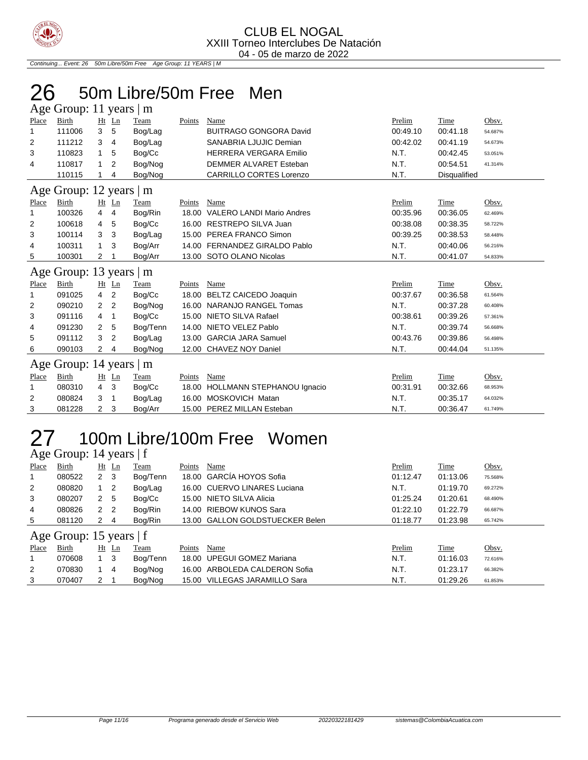# 26 50m Libre/50m Free Men

## Age Group: 11 years | m

| Place | Birth | Ht | Ln | Team | Points | Name | Prelim | Time | Obsv. |
|---|---|---|---|---|---|---|---|---|---|
| 1 | 111006 | 3 | 5 | Bog/Lag | | BUITRAGO GONGORA David | 00:49.10 | 00:41.18 | 54.687% |
| 2 | 111212 | 3 | 4 | Bog/Lag | | SANABRIA LJUJIC Demian | 00:42.02 | 00:41.19 | 54.673% |
| 3 | 110823 | 1 | 5 | Bog/Cc | | HERRERA VERGARA Emilio | N.T. | 00:42.45 | 53.051% |
| 4 | 110817 | 1 | 2 | Bog/Nog | | DEMMER ALVARET Esteban | N.T. | 00:54.51 | 41.314% |
| | 110115 | 1 | 4 | Bog/Nog | | CARRILLO CORTES Lorenzo | N.T. | Disqualified | |

## Age Group: 12 years | m

| Place | Birth | Ht | Ln | Team | Points | Name | Prelim | Time | Obsv. |
|---|---|---|---|---|---|---|---|---|---|
| 1 | 100326 | 4 | 4 | Bog/Rin | 18.00 | VALERO LANDI Mario Andres | 00:35.96 | 00:36.05 | 62.469% |
| 2 | 100618 | 4 | 5 | Bog/Cc | 16.00 | RESTREPO SILVA Juan | 00:38.08 | 00:38.35 | 58.722% |
| 3 | 100114 | 3 | 3 | Bog/Lag | 15.00 | PEREA FRANCO Simon | 00:39.25 | 00:38.53 | 58.448% |
| 4 | 100311 | 1 | 3 | Bog/Arr | 14.00 | FERNANDEZ GIRALDO Pablo | N.T. | 00:40.06 | 56.216% |
| 5 | 100301 | 2 | 1 | Bog/Arr | 13.00 | SOTO OLANO Nicolas | N.T. | 00:41.07 | 54.833% |

## Age Group: 13 years | m

| Place | Birth | Ht | Ln | Team | Points | Name | Prelim | Time | Obsv. |
|---|---|---|---|---|---|---|---|---|---|
| 1 | 091025 | 4 | 2 | Bog/Cc | 18.00 | BELTZ CAICEDO Joaquin | 00:37.67 | 00:36.58 | 61.564% |
| 2 | 090210 | 2 | 2 | Bog/Nog | 16.00 | NARANJO RANGEL Tomas | N.T. | 00:37.28 | 60.408% |
| 3 | 091116 | 4 | 1 | Bog/Cc | 15.00 | NIETO SILVA Rafael | 00:38.61 | 00:39.26 | 57.361% |
| 4 | 091230 | 2 | 5 | Bog/Tenn | 14.00 | NIETO VELEZ Pablo | N.T. | 00:39.74 | 56.668% |
| 5 | 091112 | 3 | 2 | Bog/Lag | 13.00 | GARCIA JARA Samuel | 00:43.76 | 00:39.86 | 56.498% |
| 6 | 090103 | 2 | 4 | Bog/Nog | 12.00 | CHAVEZ NOY Daniel | N.T. | 00:44.04 | 51.135% |

## Age Group: 14 years | m

| Place | Birth | Ht | Ln | Team | Points | Name | Prelim | Time | Obsv. |
|---|---|---|---|---|---|---|---|---|---|
| 1 | 080310 | 4 | 3 | Bog/Cc | 18.00 | HOLLMANN STEPHANOU Ignacio | 00:31.91 | 00:32.66 | 68.953% |
| 2 | 080824 | 3 | 1 | Bog/Lag | 16.00 | MOSKOVICH Matan | N.T. | 00:35.17 | 64.032% |
| 3 | 081228 | 2 | 3 | Bog/Arr | 15.00 | PEREZ MILLAN Esteban | N.T. | 00:36.47 | 61.749% |

# 27 100m Libre/100m Free Women

## Age Group: 14 years | f

| Place | Birth | Ht | Ln | Team | Points | Name | Prelim | Time | Obsv. |
|---|---|---|---|---|---|---|---|---|---|
| 1 | 080522 | 2 | 3 | Bog/Tenn | 18.00 | GARCÍA HOYOS Sofia | 01:12.47 | 01:13.06 | 75.568% |
| 2 | 080820 | 1 | 2 | Bog/Lag | 16.00 | CUERVO LINARES Luciana | N.T. | 01:19.70 | 69.272% |
| 3 | 080207 | 2 | 5 | Bog/Cc | 15.00 | NIETO SILVA Alicia | 01:25.24 | 01:20.61 | 68.490% |
| 4 | 080826 | 2 | 2 | Bog/Rin | 14.00 | RIEBOW KUNOS Sara | 01:22.10 | 01:22.79 | 66.687% |
| 5 | 081120 | 2 | 4 | Bog/Rin | 13.00 | GALLON GOLDSTUECKER Belen | 01:18.77 | 01:23.98 | 65.742% |

## Age Group: 15 years | f

| Place | Birth | Ht | Ln | Team | Points | Name | Prelim | Time | Obsv. |
|---|---|---|---|---|---|---|---|---|---|
| 1 | 070608 | 1 | 3 | Bog/Tenn | 18.00 | UPEGUI GOMEZ Mariana | N.T. | 01:16.03 | 72.616% |
| 2 | 070830 | 1 | 4 | Bog/Nog | 16.00 | ARBOLEDA CALDERON Sofia | N.T. | 01:23.17 | 66.382% |
| 3 | 070407 | 2 | 1 | Bog/Nog | 15.00 | VILLEGAS JARAMILLO Sara | N.T. | 01:29.26 | 61.853% |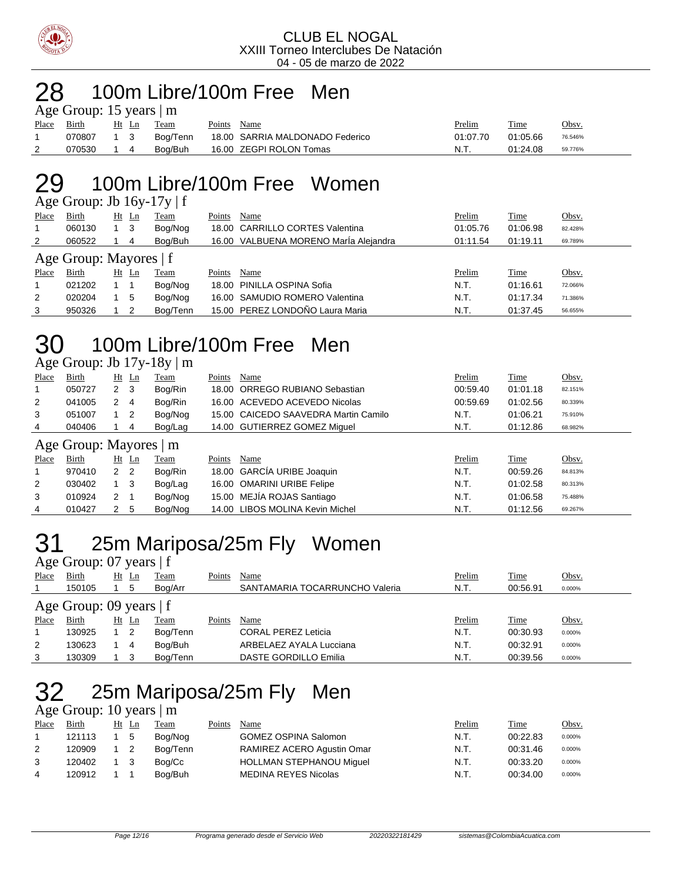# 28 100m Libre/100m Free Men

Age Group: 15 years | m

| Place | Birth | Ht | Ln | Team | Points | Name | Prelim | Time | Obsv. |
|---|---|---|---|---|---|---|---|---|---|
| 1 | 070807 | 1 | 3 | Bog/Tenn | 18.00 | SARRIA MALDONADO Federico | 01:07.70 | 01:05.66 | 76.546% |
| 2 | 070530 | 1 | 4 | Bog/Buh | 16.00 | ZEGPI ROLON Tomas | N.T. | 01:24.08 | 59.776% |

# 29 100m Libre/100m Free Women

Age Group: Jb 16y-17y | f

| Place | Birth | Ht | Ln | Team | Points | Name | Prelim | Time | Obsv. |
|---|---|---|---|---|---|---|---|---|---|
| 1 | 060130 | 1 | 3 | Bog/Nog | 18.00 | CARRILLO CORTES Valentina | 01:05.76 | 01:06.98 | 82.428% |
| 2 | 060522 | 1 | 4 | Bog/Buh | 16.00 | VALBUENA MORENO MarÍa Alejandra | 01:11.54 | 01:19.11 | 69.789% |

Age Group: Mayores | f

| Place | Birth | Ht | Ln | Team | Points | Name | Prelim | Time | Obsv. |
|---|---|---|---|---|---|---|---|---|---|
| 1 | 021202 | 1 | 1 | Bog/Nog | 18.00 | PINILLA OSPINA Sofia | N.T. | 01:16.61 | 72.066% |
| 2 | 020204 | 1 | 5 | Bog/Nog | 16.00 | SAMUDIO ROMERO Valentina | N.T. | 01:17.34 | 71.386% |
| 3 | 950326 | 1 | 2 | Bog/Tenn | 15.00 | PEREZ LONDOÑO Laura Maria | N.T. | 01:37.45 | 56.655% |

# 30 100m Libre/100m Free Men

Age Group: Jb 17y-18y | m

| Place | Birth | Ht | Ln | Team | Points | Name | Prelim | Time | Obsv. |
|---|---|---|---|---|---|---|---|---|---|
| 1 | 050727 | 2 | 3 | Bog/Rin | 18.00 | ORREGO RUBIANO Sebastian | 00:59.40 | 01:01.18 | 82.151% |
| 2 | 041005 | 2 | 4 | Bog/Rin | 16.00 | ACEVEDO ACEVEDO Nicolas | 00:59.69 | 01:02.56 | 80.339% |
| 3 | 051007 | 1 | 2 | Bog/Nog | 15.00 | CAICEDO SAAVEDRA Martin Camilo | N.T. | 01:06.21 | 75.910% |
| 4 | 040406 | 1 | 4 | Bog/Lag | 14.00 | GUTIERREZ GOMEZ Miguel | N.T. | 01:12.86 | 68.982% |

Age Group: Mayores | m

| Place | Birth | Ht | Ln | Team | Points | Name | Prelim | Time | Obsv. |
|---|---|---|---|---|---|---|---|---|---|
| 1 | 970410 | 2 | 2 | Bog/Rin | 18.00 | GARCÍA URIBE Joaquin | N.T. | 00:59.26 | 84.813% |
| 2 | 030402 | 1 | 3 | Bog/Lag | 16.00 | OMARINI URIBE Felipe | N.T. | 01:02.58 | 80.313% |
| 3 | 010924 | 2 | 1 | Bog/Nog | 15.00 | MEJÍA ROJAS Santiago | N.T. | 01:06.58 | 75.488% |
| 4 | 010427 | 2 | 5 | Bog/Nog | 14.00 | LIBOS MOLINA Kevin Michel | N.T. | 01:12.56 | 69.267% |

# 31 25m Mariposa/25m Fly Women

Age Group: 07 years | f

| Place | Birth | Ht | Ln | Team | Points | Name | Prelim | Time | Obsv. |
|---|---|---|---|---|---|---|---|---|---|
| 1 | 150105 | 1 | 5 | Bog/Arr | | SANTAMARIA TOCARRUNCHO Valeria | N.T. | 00:56.91 | 0.000% |

Age Group: 09 years | f

| Place | Birth | Ht | Ln | Team | Points | Name | Prelim | Time | Obsv. |
|---|---|---|---|---|---|---|---|---|---|
| 1 | 130925 | 1 | 2 | Bog/Tenn | | CORAL PEREZ Leticia | N.T. | 00:30.93 | 0.000% |
| 2 | 130623 | 1 | 4 | Bog/Buh | | ARBELAEZ AYALA Lucciana | N.T. | 00:32.91 | 0.000% |
| 3 | 130309 | 1 | 3 | Bog/Tenn | | DASTE GORDILLO Emilia | N.T. | 00:39.56 | 0.000% |

# 32 25m Mariposa/25m Fly Men

Age Group: 10 years | m

| Place | Birth | Ht | Ln | Team | Points | Name | Prelim | Time | Obsv. |
|---|---|---|---|---|---|---|---|---|---|
| 1 | 121113 | 1 | 5 | Bog/Nog | | GOMEZ OSPINA Salomon | N.T. | 00:22.83 | 0.000% |
| 2 | 120909 | 1 | 2 | Bog/Tenn | | RAMIREZ ACERO Agustin Omar | N.T. | 00:31.46 | 0.000% |
| 3 | 120402 | 1 | 3 | Bog/Cc | | HOLLMAN STEPHANOU Miguel | N.T. | 00:33.20 | 0.000% |
| 4 | 120912 | 1 | 1 | Bog/Buh | | MEDINA REYES Nicolas | N.T. | 00:34.00 | 0.000% |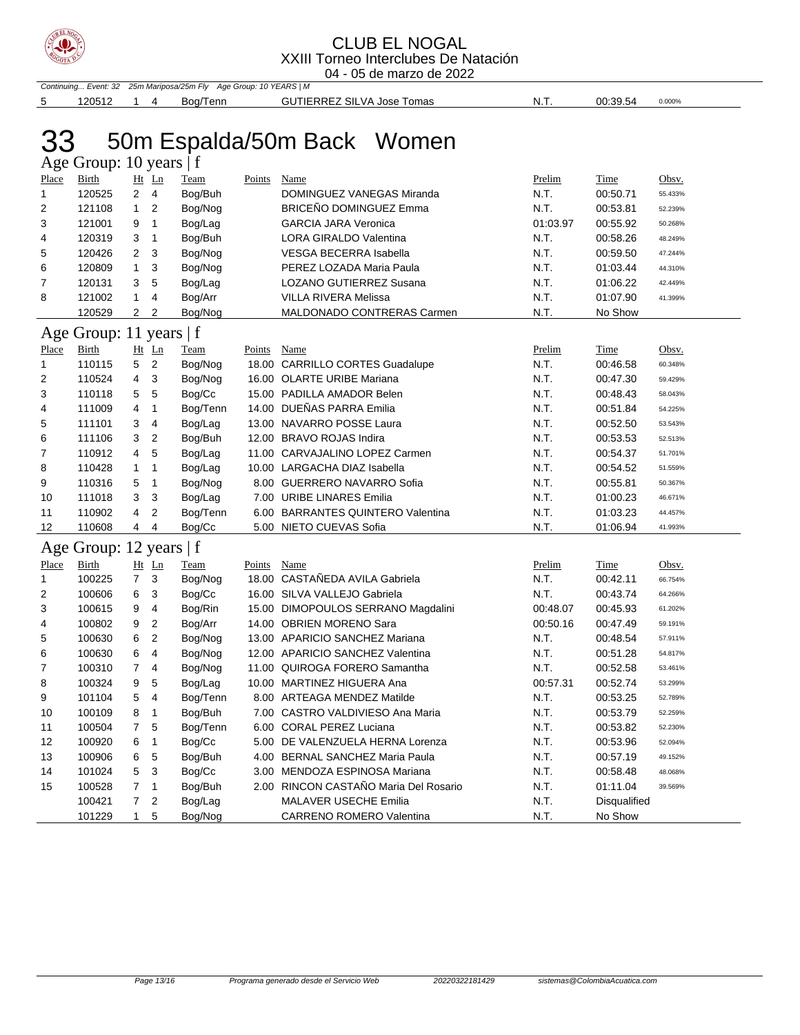CLUB EL NOGAL
XXIII Torneo Interclubes De Natación
04 - 05 de marzo de 2022

*Continuing... Event: 32 25m Mariposa/25m Fly Age Group: 10 YEARS | M*

| | | | | | | | | | |
|---|---|---|---|---|---|---|---|---|---|
| 5 | 120512 | 1 | 4 | Bog/Tenn | | GUTIERREZ SILVA Jose Tomas | N.T. | 00:39.54 | 0.000% |

# 33 50m Espalda/50m Back Women

## Age Group: 10 years | f

| Place | Birth | Ht | Ln | Team | Points | Name | Prelim | Time | Obsv. |
|---|---|---|---|---|---|---|---|---|---|
| 1 | 120525 | 2 | 4 | Bog/Buh | | DOMINGUEZ VANEGAS Miranda | N.T. | 00:50.71 | 55.433% |
| 2 | 121108 | 1 | 2 | Bog/Nog | | BRICEÑO DOMINGUEZ Emma | N.T. | 00:53.81 | 52.239% |
| 3 | 121001 | 9 | 1 | Bog/Lag | | GARCIA JARA Veronica | 01:03.97 | 00:55.92 | 50.268% |
| 4 | 120319 | 3 | 1 | Bog/Buh | | LORA GIRALDO Valentina | N.T. | 00:58.26 | 48.249% |
| 5 | 120426 | 2 | 3 | Bog/Nog | | VESGA BECERRA Isabella | N.T. | 00:59.50 | 47.244% |
| 6 | 120809 | 1 | 3 | Bog/Nog | | PEREZ LOZADA Maria Paula | N.T. | 01:03.44 | 44.310% |
| 7 | 120131 | 3 | 5 | Bog/Lag | | LOZANO GUTIERREZ Susana | N.T. | 01:06.22 | 42.449% |
| 8 | 121002 | 1 | 4 | Bog/Arr | | VILLA RIVERA Melissa | N.T. | 01:07.90 | 41.399% |
| | 120529 | 2 | 2 | Bog/Nog | | MALDONADO CONTRERAS Carmen | N.T. | No Show | |

## Age Group: 11 years | f

| Place | Birth | Ht | Ln | Team | Points | Name | Prelim | Time | Obsv. |
|---|---|---|---|---|---|---|---|---|---|
| 1 | 110115 | 5 | 2 | Bog/Nog | 18.00 | CARRILLO CORTES Guadalupe | N.T. | 00:46.58 | 60.348% |
| 2 | 110524 | 4 | 3 | Bog/Nog | 16.00 | OLARTE URIBE Mariana | N.T. | 00:47.30 | 59.429% |
| 3 | 110118 | 5 | 5 | Bog/Cc | 15.00 | PADILLA AMADOR Belen | N.T. | 00:48.43 | 58.043% |
| 4 | 111009 | 4 | 1 | Bog/Tenn | 14.00 | DUEÑAS PARRA Emilia | N.T. | 00:51.84 | 54.225% |
| 5 | 111101 | 3 | 4 | Bog/Lag | 13.00 | NAVARRO POSSE Laura | N.T. | 00:52.50 | 53.543% |
| 6 | 111106 | 3 | 2 | Bog/Buh | 12.00 | BRAVO ROJAS Indira | N.T. | 00:53.53 | 52.513% |
| 7 | 110912 | 4 | 5 | Bog/Lag | 11.00 | CARVAJALINO LOPEZ Carmen | N.T. | 00:54.37 | 51.701% |
| 8 | 110428 | 1 | 1 | Bog/Lag | 10.00 | LARGACHA DIAZ Isabella | N.T. | 00:54.52 | 51.559% |
| 9 | 110316 | 5 | 1 | Bog/Nog | 8.00 | GUERRERO NAVARRO Sofia | N.T. | 00:55.81 | 50.367% |
| 10 | 111018 | 3 | 3 | Bog/Lag | 7.00 | URIBE LINARES Emilia | N.T. | 01:00.23 | 46.671% |
| 11 | 110902 | 4 | 2 | Bog/Tenn | 6.00 | BARRANTES QUINTERO Valentina | N.T. | 01:03.23 | 44.457% |
| 12 | 110608 | 4 | 4 | Bog/Cc | 5.00 | NIETO CUEVAS Sofia | N.T. | 01:06.94 | 41.993% |

## Age Group: 12 years | f

| Place | Birth | Ht | Ln | Team | Points | Name | Prelim | Time | Obsv. |
|---|---|---|---|---|---|---|---|---|---|
| 1 | 100225 | 7 | 3 | Bog/Nog | 18.00 | CASTAÑEDA AVILA Gabriela | N.T. | 00:42.11 | 66.754% |
| 2 | 100606 | 6 | 3 | Bog/Cc | 16.00 | SILVA VALLEJO Gabriela | N.T. | 00:43.74 | 64.266% |
| 3 | 100615 | 9 | 4 | Bog/Rin | 15.00 | DIMOPOULOS SERRANO Magdalini | 00:48.07 | 00:45.93 | 61.202% |
| 4 | 100802 | 9 | 2 | Bog/Arr | 14.00 | OBRIEN MORENO Sara | 00:50.16 | 00:47.49 | 59.191% |
| 5 | 100630 | 6 | 2 | Bog/Nog | 13.00 | APARICIO SANCHEZ Mariana | N.T. | 00:48.54 | 57.911% |
| 6 | 100630 | 6 | 4 | Bog/Nog | 12.00 | APARICIO SANCHEZ Valentina | N.T. | 00:51.28 | 54.817% |
| 7 | 100310 | 7 | 4 | Bog/Nog | 11.00 | QUIROGA FORERO Samantha | N.T. | 00:52.58 | 53.461% |
| 8 | 100324 | 9 | 5 | Bog/Lag | 10.00 | MARTINEZ HIGUERA Ana | 00:57.31 | 00:52.74 | 53.299% |
| 9 | 101104 | 5 | 4 | Bog/Tenn | 8.00 | ARTEAGA MENDEZ Matilde | N.T. | 00:53.25 | 52.789% |
| 10 | 100109 | 8 | 1 | Bog/Buh | 7.00 | CASTRO VALDIVIESO Ana Maria | N.T. | 00:53.79 | 52.259% |
| 11 | 100504 | 7 | 5 | Bog/Tenn | 6.00 | CORAL PEREZ Luciana | N.T. | 00:53.82 | 52.230% |
| 12 | 100920 | 6 | 1 | Bog/Cc | 5.00 | DE VALENZUELA HERNA Lorenza | N.T. | 00:53.96 | 52.094% |
| 13 | 100906 | 6 | 5 | Bog/Buh | 4.00 | BERNAL SANCHEZ Maria Paula | N.T. | 00:57.19 | 49.152% |
| 14 | 101024 | 5 | 3 | Bog/Cc | 3.00 | MENDOZA ESPINOSA Mariana | N.T. | 00:58.48 | 48.068% |
| 15 | 100528 | 7 | 1 | Bog/Buh | 2.00 | RINCON CASTAÑO Maria Del Rosario | N.T. | 01:11.04 | 39.569% |
| | 100421 | 7 | 2 | Bog/Lag | | MALAVER USECHE Emilia | N.T. | Disqualified | |
| | 101229 | 1 | 5 | Bog/Nog | | CARRENO ROMERO Valentina | N.T. | No Show | |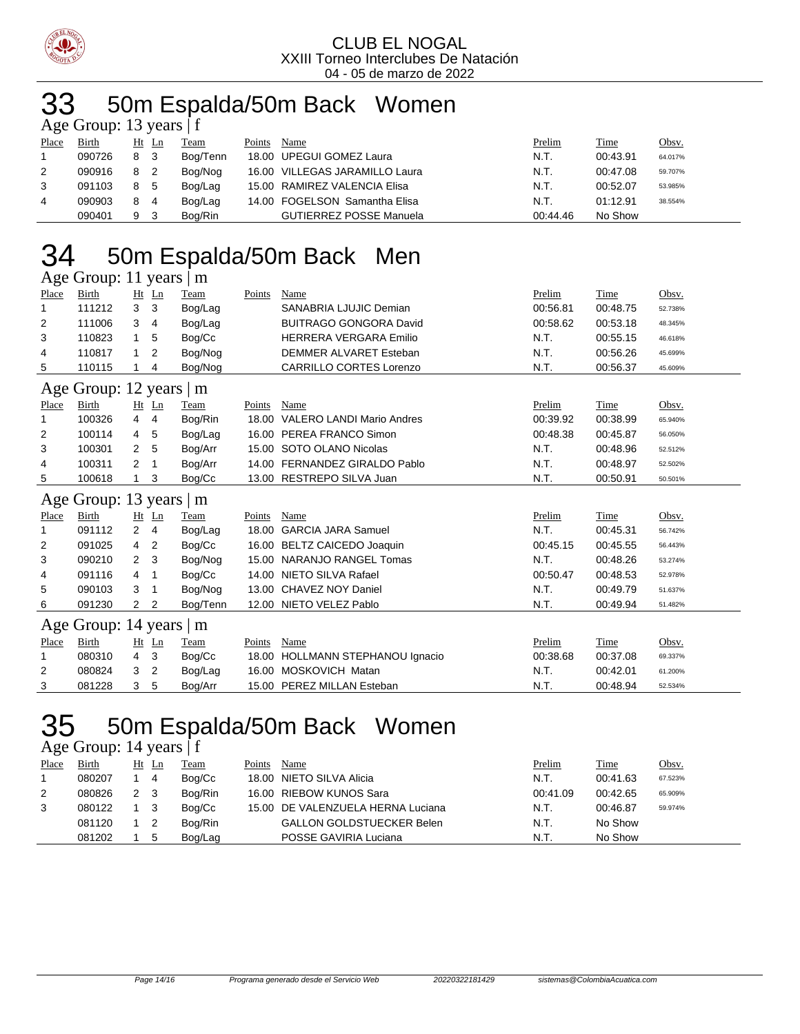CLUB EL NOGAL
XXIII Torneo Interclubes De Natación
04 - 05 de marzo de 2022

# 33 50m Espalda/50m Back Women

## Age Group: 13 years | f

| Place | Birth | Ht | Ln | Team | Points | Name | Prelim | Time | Obsv. |
|---|---|---|---|---|---|---|---|---|---|
| 1 | 090726 | 8 | 3 | Bog/Tenn | 18.00 | UPEGUI GOMEZ Laura | N.T. | 00:43.91 | 64.017% |
| 2 | 090916 | 8 | 2 | Bog/Nog | 16.00 | VILLEGAS JARAMILLO Laura | N.T. | 00:47.08 | 59.707% |
| 3 | 091103 | 8 | 5 | Bog/Lag | 15.00 | RAMIREZ VALENCIA Elisa | N.T. | 00:52.07 | 53.985% |
| 4 | 090903 | 8 | 4 | Bog/Lag | 14.00 | FOGELSON Samantha Elisa | N.T. | 01:12.91 | 38.554% |
| | 090401 | 9 | 3 | Bog/Rin | | GUTIERREZ POSSE Manuela | 00:44.46 | No Show | |

# 34 50m Espalda/50m Back Men

## Age Group: 11 years | m

| Place | Birth | Ht | Ln | Team | Points | Name | Prelim | Time | Obsv. |
|---|---|---|---|---|---|---|---|---|---|
| 1 | 111212 | 3 | 3 | Bog/Lag | | SANABRIA LJUJIC Demian | 00:56.81 | 00:48.75 | 52.738% |
| 2 | 111006 | 3 | 4 | Bog/Lag | | BUITRAGO GONGORA David | 00:58.62 | 00:53.18 | 48.345% |
| 3 | 110823 | 1 | 5 | Bog/Cc | | HERRERA VERGARA Emilio | N.T. | 00:55.15 | 46.618% |
| 4 | 110817 | 1 | 2 | Bog/Nog | | DEMMER ALVARET Esteban | N.T. | 00:56.26 | 45.699% |
| 5 | 110115 | 1 | 4 | Bog/Nog | | CARRILLO CORTES Lorenzo | N.T. | 00:56.37 | 45.609% |

## Age Group: 12 years | m

| Place | Birth | Ht | Ln | Team | Points | Name | Prelim | Time | Obsv. |
|---|---|---|---|---|---|---|---|---|---|
| 1 | 100326 | 4 | 4 | Bog/Rin | 18.00 | VALERO LANDI Mario Andres | 00:39.92 | 00:38.99 | 65.940% |
| 2 | 100114 | 4 | 5 | Bog/Lag | 16.00 | PEREA FRANCO Simon | 00:48.38 | 00:45.87 | 56.050% |
| 3 | 100301 | 2 | 5 | Bog/Arr | 15.00 | SOTO OLANO Nicolas | N.T. | 00:48.96 | 52.512% |
| 4 | 100311 | 2 | 1 | Bog/Arr | 14.00 | FERNANDEZ GIRALDO Pablo | N.T. | 00:48.97 | 52.502% |
| 5 | 100618 | 1 | 3 | Bog/Cc | 13.00 | RESTREPO SILVA Juan | N.T. | 00:50.91 | 50.501% |

## Age Group: 13 years | m

| Place | Birth | Ht | Ln | Team | Points | Name | Prelim | Time | Obsv. |
|---|---|---|---|---|---|---|---|---|---|
| 1 | 091112 | 2 | 4 | Bog/Lag | 18.00 | GARCIA JARA Samuel | N.T. | 00:45.31 | 56.742% |
| 2 | 091025 | 4 | 2 | Bog/Cc | 16.00 | BELTZ CAICEDO Joaquin | 00:45.15 | 00:45.55 | 56.443% |
| 3 | 090210 | 2 | 3 | Bog/Nog | 15.00 | NARANJO RANGEL Tomas | N.T. | 00:48.26 | 53.274% |
| 4 | 091116 | 4 | 1 | Bog/Cc | 14.00 | NIETO SILVA Rafael | 00:50.47 | 00:48.53 | 52.978% |
| 5 | 090103 | 3 | 1 | Bog/Nog | 13.00 | CHAVEZ NOY Daniel | N.T. | 00:49.79 | 51.637% |
| 6 | 091230 | 2 | 2 | Bog/Tenn | 12.00 | NIETO VELEZ Pablo | N.T. | 00:49.94 | 51.482% |

## Age Group: 14 years | m

| Place | Birth | Ht | Ln | Team | Points | Name | Prelim | Time | Obsv. |
|---|---|---|---|---|---|---|---|---|---|
| 1 | 080310 | 4 | 3 | Bog/Cc | 18.00 | HOLLMANN STEPHANOU Ignacio | 00:38.68 | 00:37.08 | 69.337% |
| 2 | 080824 | 3 | 2 | Bog/Lag | 16.00 | MOSKOVICH Matan | N.T. | 00:42.01 | 61.200% |
| 3 | 081228 | 3 | 5 | Bog/Arr | 15.00 | PEREZ MILLAN Esteban | N.T. | 00:48.94 | 52.534% |

# 35 50m Espalda/50m Back Women

## Age Group: 14 years | f

| Place | Birth | Ht | Ln | Team | Points | Name | Prelim | Time | Obsv. |
|---|---|---|---|---|---|---|---|---|---|
| 1 | 080207 | 1 | 4 | Bog/Cc | 18.00 | NIETO SILVA Alicia | N.T. | 00:41.63 | 67.523% |
| 2 | 080826 | 2 | 3 | Bog/Rin | 16.00 | RIEBOW KUNOS Sara | 00:41.09 | 00:42.65 | 65.909% |
| 3 | 080122 | 1 | 3 | Bog/Cc | 15.00 | DE VALENZUELA HERNA Luciana | N.T. | 00:46.87 | 59.974% |
| | 081120 | 1 | 2 | Bog/Rin | | GALLON GOLDSTUECKER Belen | N.T. | No Show | |
| | 081202 | 1 | 5 | Bog/Lag | | POSSE GAVIRIA Luciana | N.T. | No Show | |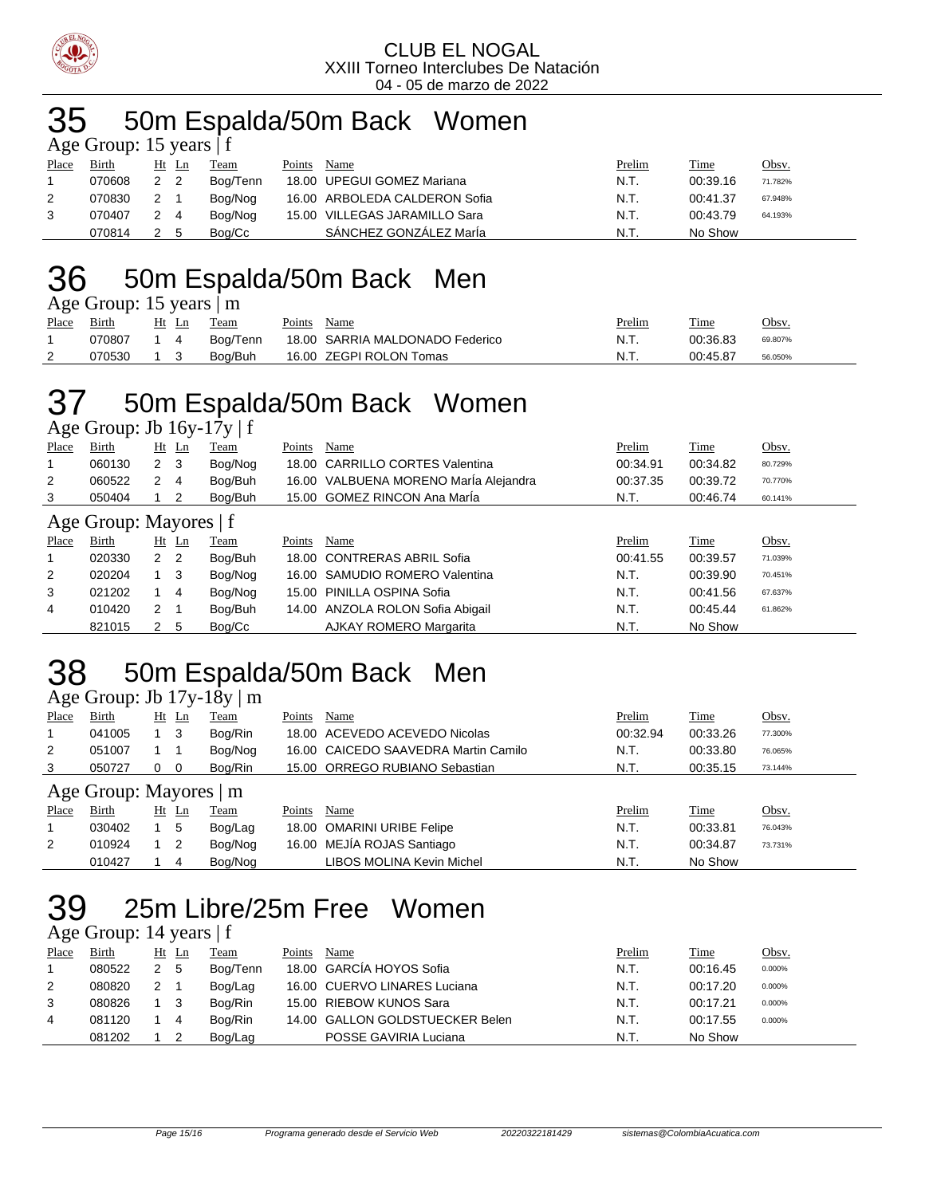CLUB EL NOGAL
XXIII Torneo Interclubes De Natación
04 - 05 de marzo de 2022

# 35 50m Espalda/50m Back Women

Age Group: 15 years | f

| Place | Birth | Ht | Ln | Team | Points | Name | Prelim | Time | Obsv. |
|---|---|---|---|---|---|---|---|---|---|
| 1 | 070608 | 2 | 2 | Bog/Tenn | 18.00 | UPEGUI GOMEZ Mariana | N.T. | 00:39.16 | 71.782% |
| 2 | 070830 | 2 | 1 | Bog/Nog | 16.00 | ARBOLEDA CALDERON Sofia | N.T. | 00:41.37 | 67.948% |
| 3 | 070407 | 2 | 4 | Bog/Nog | 15.00 | VILLEGAS JARAMILLO Sara | N.T. | 00:43.79 | 64.193% |
| | 070814 | 2 | 5 | Bog/Cc | | SÁNCHEZ GONZÁLEZ MarÍa | N.T. | No Show | |

# 36 50m Espalda/50m Back Men

Age Group: 15 years | m

| Place | Birth | Ht | Ln | Team | Points | Name | Prelim | Time | Obsv. |
|---|---|---|---|---|---|---|---|---|---|
| 1 | 070807 | 1 | 4 | Bog/Tenn | 18.00 | SARRIA MALDONADO Federico | N.T. | 00:36.83 | 69.807% |
| 2 | 070530 | 1 | 3 | Bog/Buh | 16.00 | ZEGPI ROLON Tomas | N.T. | 00:45.87 | 56.050% |

# 37 50m Espalda/50m Back Women

Age Group: Jb 16y-17y | f

| Place | Birth | Ht | Ln | Team | Points | Name | Prelim | Time | Obsv. |
|---|---|---|---|---|---|---|---|---|---|
| 1 | 060130 | 2 | 3 | Bog/Nog | 18.00 | CARRILLO CORTES Valentina | 00:34.91 | 00:34.82 | 80.729% |
| 2 | 060522 | 2 | 4 | Bog/Buh | 16.00 | VALBUENA MORENO MarÍa Alejandra | 00:37.35 | 00:39.72 | 70.770% |
| 3 | 050404 | 1 | 2 | Bog/Buh | 15.00 | GOMEZ RINCON Ana MarÍa | N.T. | 00:46.74 | 60.141% |

Age Group: Mayores | f

| Place | Birth | Ht | Ln | Team | Points | Name | Prelim | Time | Obsv. |
|---|---|---|---|---|---|---|---|---|---|
| 1 | 020330 | 2 | 2 | Bog/Buh | 18.00 | CONTRERAS ABRIL Sofia | 00:41.55 | 00:39.57 | 71.039% |
| 2 | 020204 | 1 | 3 | Bog/Nog | 16.00 | SAMUDIO ROMERO Valentina | N.T. | 00:39.90 | 70.451% |
| 3 | 021202 | 1 | 4 | Bog/Nog | 15.00 | PINILLA OSPINA Sofia | N.T. | 00:41.56 | 67.637% |
| 4 | 010420 | 2 | 1 | Bog/Buh | 14.00 | ANZOLA ROLON Sofia Abigail | N.T. | 00:45.44 | 61.862% |
| | 821015 | 2 | 5 | Bog/Cc | | AJKAY ROMERO Margarita | N.T. | No Show | |

# 38 50m Espalda/50m Back Men

Age Group: Jb 17y-18y | m

| Place | Birth | Ht | Ln | Team | Points | Name | Prelim | Time | Obsv. |
|---|---|---|---|---|---|---|---|---|---|
| 1 | 041005 | 1 | 3 | Bog/Rin | 18.00 | ACEVEDO ACEVEDO Nicolas | 00:32.94 | 00:33.26 | 77.300% |
| 2 | 051007 | 1 | 1 | Bog/Nog | 16.00 | CAICEDO SAAVEDRA Martin Camilo | N.T. | 00:33.80 | 76.065% |
| 3 | 050727 | 0 | 0 | Bog/Rin | 15.00 | ORREGO RUBIANO Sebastian | N.T. | 00:35.15 | 73.144% |

Age Group: Mayores | m

| Place | Birth | Ht | Ln | Team | Points | Name | Prelim | Time | Obsv. |
|---|---|---|---|---|---|---|---|---|---|
| 1 | 030402 | 1 | 5 | Bog/Lag | 18.00 | OMARINI URIBE Felipe | N.T. | 00:33.81 | 76.043% |
| 2 | 010924 | 1 | 2 | Bog/Nog | 16.00 | MEJÍA ROJAS Santiago | N.T. | 00:34.87 | 73.731% |
| | 010427 | 1 | 4 | Bog/Nog | | LIBOS MOLINA Kevin Michel | N.T. | No Show | |

# 39 25m Libre/25m Free Women

Age Group: 14 years | f

| Place | Birth | Ht | Ln | Team | Points | Name | Prelim | Time | Obsv. |
|---|---|---|---|---|---|---|---|---|---|
| 1 | 080522 | 2 | 5 | Bog/Tenn | 18.00 | GARCÍA HOYOS Sofia | N.T. | 00:16.45 | 0.000% |
| 2 | 080820 | 2 | 1 | Bog/Lag | 16.00 | CUERVO LINARES Luciana | N.T. | 00:17.20 | 0.000% |
| 3 | 080826 | 1 | 3 | Bog/Rin | 15.00 | RIEBOW KUNOS Sara | N.T. | 00:17.21 | 0.000% |
| 4 | 081120 | 1 | 4 | Bog/Rin | 14.00 | GALLON GOLDSTUECKER Belen | N.T. | 00:17.55 | 0.000% |
| | 081202 | 1 | 2 | Bog/Lag | | POSSE GAVIRIA Luciana | N.T. | No Show | |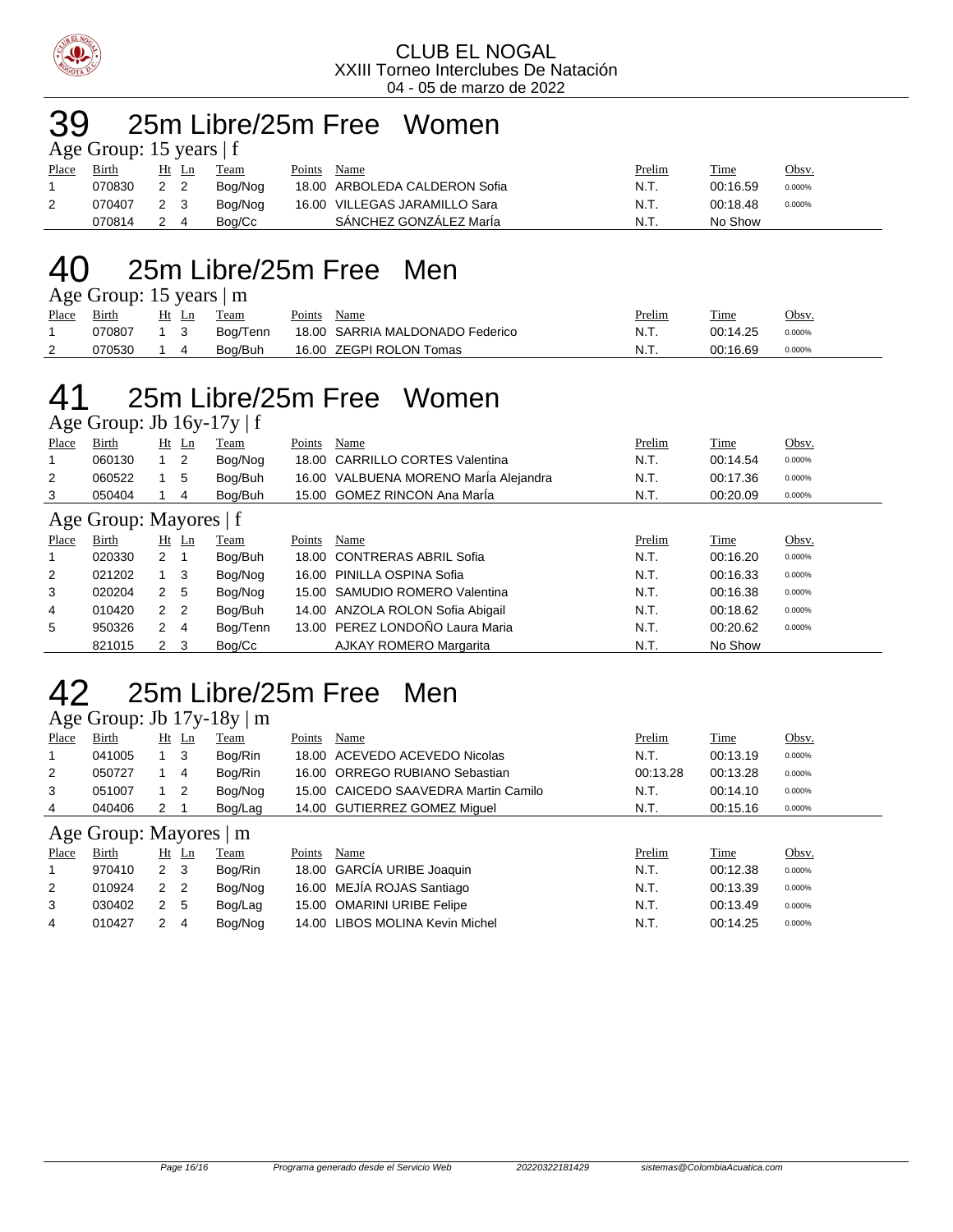CLUB EL NOGAL
XXIII Torneo Interclubes De Natación
04 - 05 de marzo de 2022

# 39 25m Libre/25m Free Women

Age Group: 15 years | f

| Place | Birth | Ht | Ln | Team | Points | Name | Prelim | Time | Obsv. |
|---|---|---|---|---|---|---|---|---|---|
| 1 | 070830 | 2 | 2 | Bog/Nog | 18.00 | ARBOLEDA CALDERON Sofia | N.T. | 00:16.59 | 0.000% |
| 2 | 070407 | 2 | 3 | Bog/Nog | 16.00 | VILLEGAS JARAMILLO Sara | N.T. | 00:18.48 | 0.000% |
| | 070814 | 2 | 4 | Bog/Cc | | SÁNCHEZ GONZÁLEZ MarÍa | N.T. | No Show | |

# 40 25m Libre/25m Free Men

Age Group: 15 years | m

| Place | Birth | Ht | Ln | Team | Points | Name | Prelim | Time | Obsv. |
|---|---|---|---|---|---|---|---|---|---|
| 1 | 070807 | 1 | 3 | Bog/Tenn | 18.00 | SARRIA MALDONADO Federico | N.T. | 00:14.25 | 0.000% |
| 2 | 070530 | 1 | 4 | Bog/Buh | 16.00 | ZEGPI ROLON Tomas | N.T. | 00:16.69 | 0.000% |

# 41 25m Libre/25m Free Women

Age Group: Jb 16y-17y | f

| Place | Birth | Ht | Ln | Team | Points | Name | Prelim | Time | Obsv. |
|---|---|---|---|---|---|---|---|---|---|
| 1 | 060130 | 1 | 2 | Bog/Nog | 18.00 | CARRILLO CORTES Valentina | N.T. | 00:14.54 | 0.000% |
| 2 | 060522 | 1 | 5 | Bog/Buh | 16.00 | VALBUENA MORENO MarÍa Alejandra | N.T. | 00:17.36 | 0.000% |
| 3 | 050404 | 1 | 4 | Bog/Buh | 15.00 | GOMEZ RINCON Ana MarÍa | N.T. | 00:20.09 | 0.000% |

Age Group: Mayores | f

| Place | Birth | Ht | Ln | Team | Points | Name | Prelim | Time | Obsv. |
|---|---|---|---|---|---|---|---|---|---|
| 1 | 020330 | 2 | 1 | Bog/Buh | 18.00 | CONTRERAS ABRIL Sofia | N.T. | 00:16.20 | 0.000% |
| 2 | 021202 | 1 | 3 | Bog/Nog | 16.00 | PINILLA OSPINA Sofia | N.T. | 00:16.33 | 0.000% |
| 3 | 020204 | 2 | 5 | Bog/Nog | 15.00 | SAMUDIO ROMERO Valentina | N.T. | 00:16.38 | 0.000% |
| 4 | 010420 | 2 | 2 | Bog/Buh | 14.00 | ANZOLA ROLON Sofia Abigail | N.T. | 00:18.62 | 0.000% |
| 5 | 950326 | 2 | 4 | Bog/Tenn | 13.00 | PEREZ LONDOÑO Laura Maria | N.T. | 00:20.62 | 0.000% |
| | 821015 | 2 | 3 | Bog/Cc | | AJKAY ROMERO Margarita | N.T. | No Show | |

# 42 25m Libre/25m Free Men

Age Group: Jb 17y-18y | m

| Place | Birth | Ht | Ln | Team | Points | Name | Prelim | Time | Obsv. |
|---|---|---|---|---|---|---|---|---|---|
| 1 | 041005 | 1 | 3 | Bog/Rin | 18.00 | ACEVEDO ACEVEDO Nicolas | N.T. | 00:13.19 | 0.000% |
| 2 | 050727 | 1 | 4 | Bog/Rin | 16.00 | ORREGO RUBIANO Sebastian | 00:13.28 | 00:13.28 | 0.000% |
| 3 | 051007 | 1 | 2 | Bog/Nog | 15.00 | CAICEDO SAAVEDRA Martin Camilo | N.T. | 00:14.10 | 0.000% |
| 4 | 040406 | 2 | 1 | Bog/Lag | 14.00 | GUTIERREZ GOMEZ Miguel | N.T. | 00:15.16 | 0.000% |

Age Group: Mayores | m

| Place | Birth | Ht | Ln | Team | Points | Name | Prelim | Time | Obsv. |
|---|---|---|---|---|---|---|---|---|---|
| 1 | 970410 | 2 | 3 | Bog/Rin | 18.00 | GARCÍA URIBE Joaquin | N.T. | 00:12.38 | 0.000% |
| 2 | 010924 | 2 | 2 | Bog/Nog | 16.00 | MEJÍA ROJAS Santiago | N.T. | 00:13.39 | 0.000% |
| 3 | 030402 | 2 | 5 | Bog/Lag | 15.00 | OMARINI URIBE Felipe | N.T. | 00:13.49 | 0.000% |
| 4 | 010427 | 2 | 4 | Bog/Nog | 14.00 | LIBOS MOLINA Kevin Michel | N.T. | 00:14.25 | 0.000% |